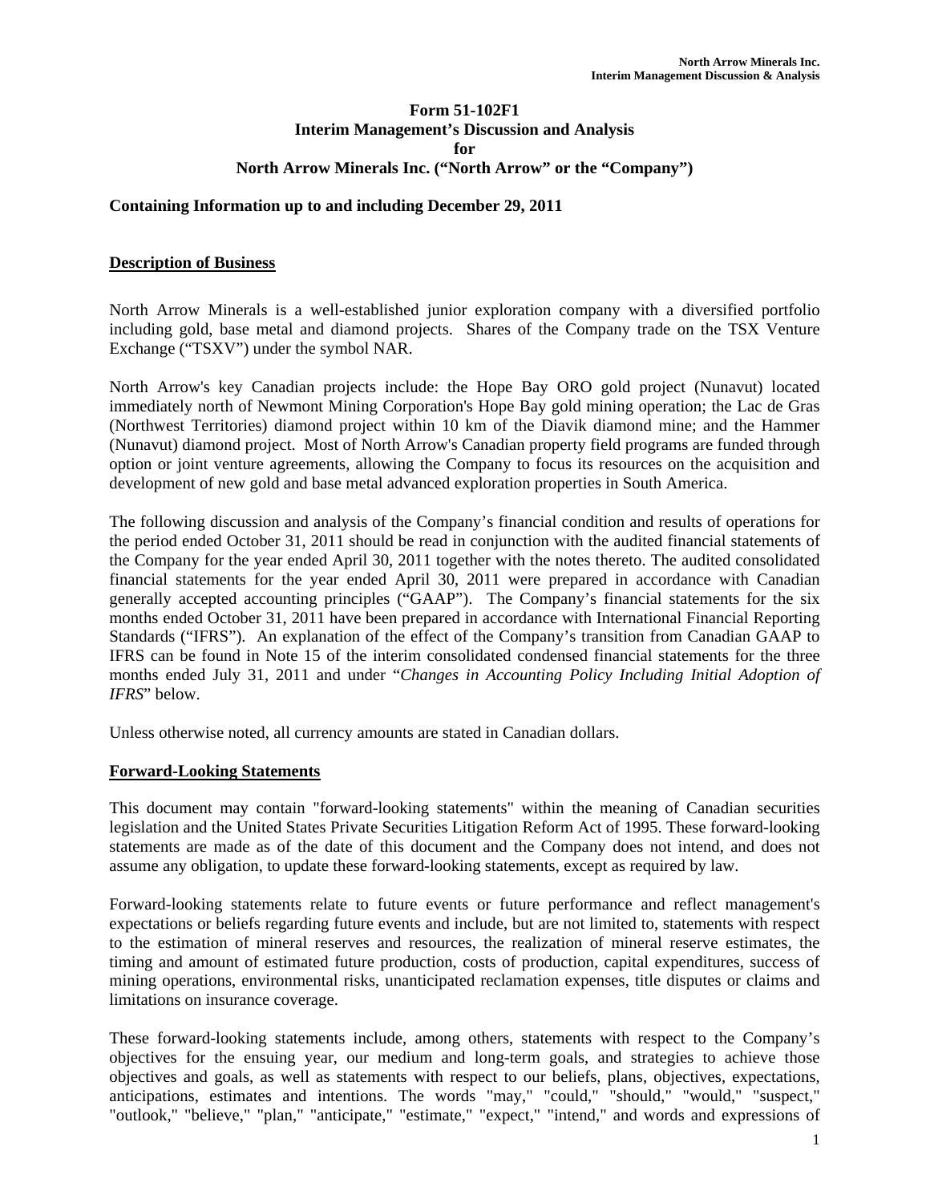# Form 51-102F1
# Interim Management's Discussion and Analysis
# for
# North Arrow Minerals Inc. ("North Arrow" or the "Company")

**Containing Information up to and including December 29, 2011**

## Description of Business

North Arrow Minerals is a well-established junior exploration company with a diversified portfolio including gold, base metal and diamond projects. Shares of the Company trade on the TSX Venture Exchange ("TSXV") under the symbol NAR.

North Arrow's key Canadian projects include: the Hope Bay ORO gold project (Nunavut) located immediately north of Newmont Mining Corporation's Hope Bay gold mining operation; the Lac de Gras (Northwest Territories) diamond project within 10 km of the Diavik diamond mine; and the Hammer (Nunavut) diamond project. Most of North Arrow's Canadian property field programs are funded through option or joint venture agreements, allowing the Company to focus its resources on the acquisition and development of new gold and base metal advanced exploration properties in South America.

The following discussion and analysis of the Company's financial condition and results of operations for the period ended October 31, 2011 should be read in conjunction with the audited financial statements of the Company for the year ended April 30, 2011 together with the notes thereto. The audited consolidated financial statements for the year ended April 30, 2011 were prepared in accordance with Canadian generally accepted accounting principles ("GAAP"). The Company's financial statements for the six months ended October 31, 2011 have been prepared in accordance with International Financial Reporting Standards ("IFRS"). An explanation of the effect of the Company's transition from Canadian GAAP to IFRS can be found in Note 15 of the interim consolidated condensed financial statements for the three months ended July 31, 2011 and under "*Changes in Accounting Policy Including Initial Adoption of IFRS*" below.

Unless otherwise noted, all currency amounts are stated in Canadian dollars.

## Forward-Looking Statements

This document may contain "forward-looking statements" within the meaning of Canadian securities legislation and the United States Private Securities Litigation Reform Act of 1995. These forward-looking statements are made as of the date of this document and the Company does not intend, and does not assume any obligation, to update these forward-looking statements, except as required by law.

Forward-looking statements relate to future events or future performance and reflect management's expectations or beliefs regarding future events and include, but are not limited to, statements with respect to the estimation of mineral reserves and resources, the realization of mineral reserve estimates, the timing and amount of estimated future production, costs of production, capital expenditures, success of mining operations, environmental risks, unanticipated reclamation expenses, title disputes or claims and limitations on insurance coverage.

These forward-looking statements include, among others, statements with respect to the Company's objectives for the ensuing year, our medium and long-term goals, and strategies to achieve those objectives and goals, as well as statements with respect to our beliefs, plans, objectives, expectations, anticipations, estimates and intentions. The words "may," "could," "should," "would," "suspect," "outlook," "believe," "plan," "anticipate," "estimate," "expect," "intend," and words and expressions of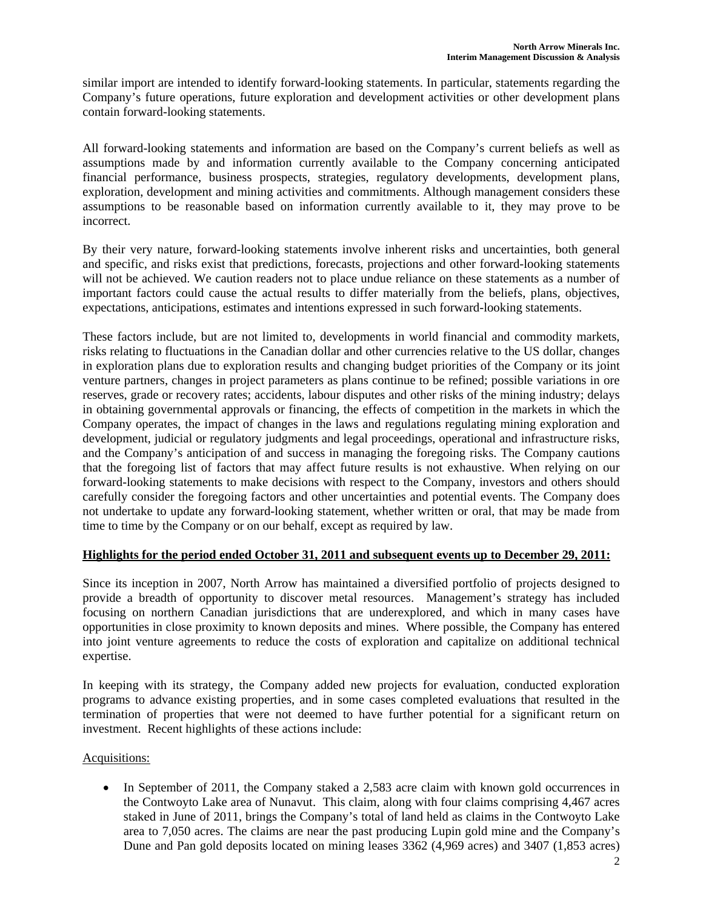similar import are intended to identify forward-looking statements. In particular, statements regarding the Company's future operations, future exploration and development activities or other development plans contain forward-looking statements.

All forward-looking statements and information are based on the Company's current beliefs as well as assumptions made by and information currently available to the Company concerning anticipated financial performance, business prospects, strategies, regulatory developments, development plans, exploration, development and mining activities and commitments. Although management considers these assumptions to be reasonable based on information currently available to it, they may prove to be incorrect.

By their very nature, forward-looking statements involve inherent risks and uncertainties, both general and specific, and risks exist that predictions, forecasts, projections and other forward-looking statements will not be achieved. We caution readers not to place undue reliance on these statements as a number of important factors could cause the actual results to differ materially from the beliefs, plans, objectives, expectations, anticipations, estimates and intentions expressed in such forward-looking statements.

These factors include, but are not limited to, developments in world financial and commodity markets, risks relating to fluctuations in the Canadian dollar and other currencies relative to the US dollar, changes in exploration plans due to exploration results and changing budget priorities of the Company or its joint venture partners, changes in project parameters as plans continue to be refined; possible variations in ore reserves, grade or recovery rates; accidents, labour disputes and other risks of the mining industry; delays in obtaining governmental approvals or financing, the effects of competition in the markets in which the Company operates, the impact of changes in the laws and regulations regulating mining exploration and development, judicial or regulatory judgments and legal proceedings, operational and infrastructure risks, and the Company's anticipation of and success in managing the foregoing risks. The Company cautions that the foregoing list of factors that may affect future results is not exhaustive. When relying on our forward-looking statements to make decisions with respect to the Company, investors and others should carefully consider the foregoing factors and other uncertainties and potential events. The Company does not undertake to update any forward-looking statement, whether written or oral, that may be made from time to time by the Company or on our behalf, except as required by law.

## Highlights for the period ended October 31, 2011 and subsequent events up to December 29, 2011:

Since its inception in 2007, North Arrow has maintained a diversified portfolio of projects designed to provide a breadth of opportunity to discover metal resources. Management's strategy has included focusing on northern Canadian jurisdictions that are underexplored, and which in many cases have opportunities in close proximity to known deposits and mines. Where possible, the Company has entered into joint venture agreements to reduce the costs of exploration and capitalize on additional technical expertise.

In keeping with its strategy, the Company added new projects for evaluation, conducted exploration programs to advance existing properties, and in some cases completed evaluations that resulted in the termination of properties that were not deemed to have further potential for a significant return on investment. Recent highlights of these actions include:

Acquisitions:

- In September of 2011, the Company staked a 2,583 acre claim with known gold occurrences in the Contwoyto Lake area of Nunavut. This claim, along with four claims comprising 4,467 acres staked in June of 2011, brings the Company's total of land held as claims in the Contwoyto Lake area to 7,050 acres. The claims are near the past producing Lupin gold mine and the Company's Dune and Pan gold deposits located on mining leases 3362 (4,969 acres) and 3407 (1,853 acres)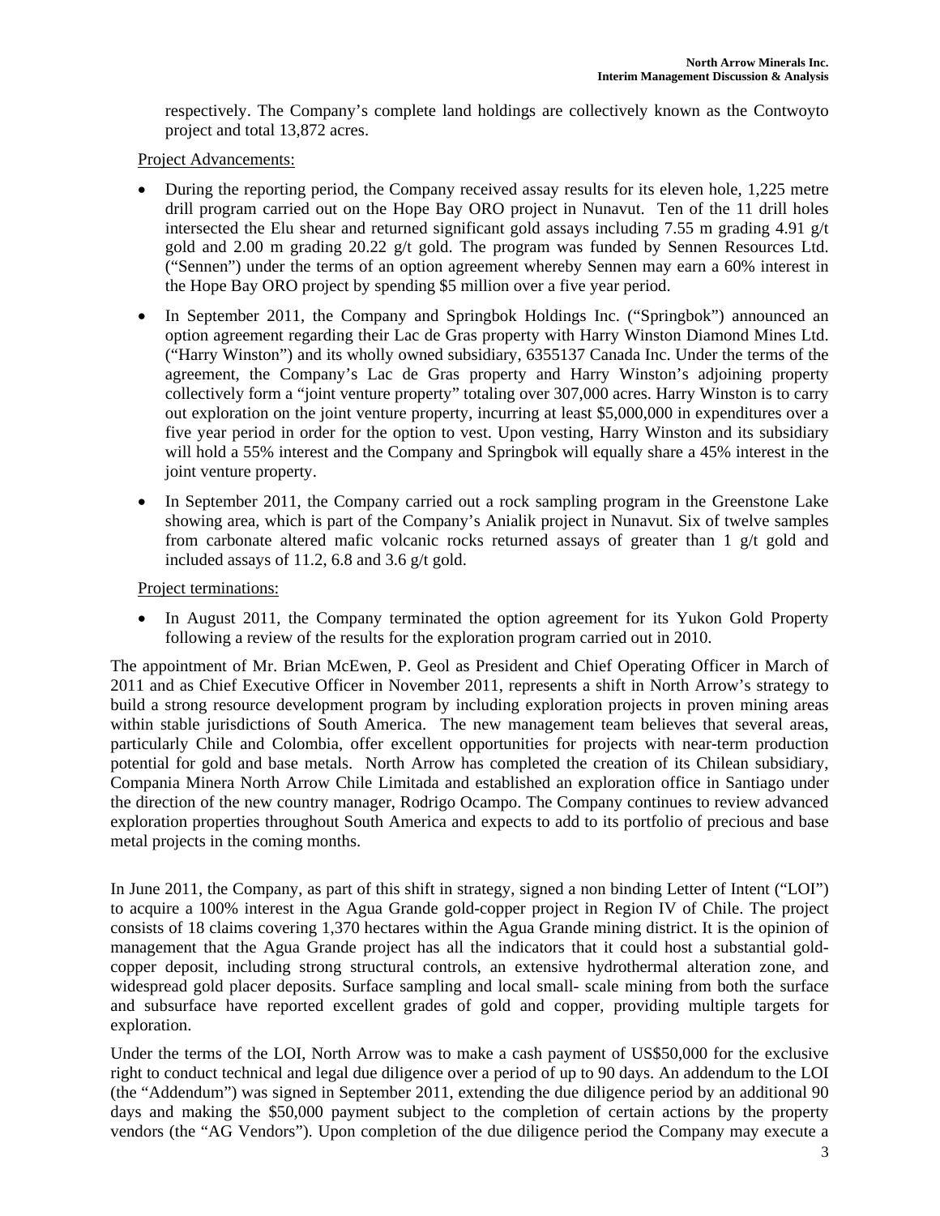respectively. The Company's complete land holdings are collectively known as the Contwoyto project and total 13,872 acres.

Project Advancements:

- During the reporting period, the Company received assay results for its eleven hole, 1,225 metre drill program carried out on the Hope Bay ORO project in Nunavut. Ten of the 11 drill holes intersected the Elu shear and returned significant gold assays including 7.55 m grading 4.91 g/t gold and 2.00 m grading 20.22 g/t gold. The program was funded by Sennen Resources Ltd. ("Sennen") under the terms of an option agreement whereby Sennen may earn a 60% interest in the Hope Bay ORO project by spending $5 million over a five year period.
- In September 2011, the Company and Springbok Holdings Inc. ("Springbok") announced an option agreement regarding their Lac de Gras property with Harry Winston Diamond Mines Ltd. ("Harry Winston") and its wholly owned subsidiary, 6355137 Canada Inc. Under the terms of the agreement, the Company's Lac de Gras property and Harry Winston's adjoining property collectively form a "joint venture property" totaling over 307,000 acres. Harry Winston is to carry out exploration on the joint venture property, incurring at least $5,000,000 in expenditures over a five year period in order for the option to vest. Upon vesting, Harry Winston and its subsidiary will hold a 55% interest and the Company and Springbok will equally share a 45% interest in the joint venture property.
- In September 2011, the Company carried out a rock sampling program in the Greenstone Lake showing area, which is part of the Company's Anialik project in Nunavut. Six of twelve samples from carbonate altered mafic volcanic rocks returned assays of greater than 1 g/t gold and included assays of 11.2, 6.8 and 3.6 g/t gold.

Project terminations:

- In August 2011, the Company terminated the option agreement for its Yukon Gold Property following a review of the results for the exploration program carried out in 2010.

The appointment of Mr. Brian McEwen, P. Geol as President and Chief Operating Officer in March of 2011 and as Chief Executive Officer in November 2011, represents a shift in North Arrow's strategy to build a strong resource development program by including exploration projects in proven mining areas within stable jurisdictions of South America. The new management team believes that several areas, particularly Chile and Colombia, offer excellent opportunities for projects with near-term production potential for gold and base metals. North Arrow has completed the creation of its Chilean subsidiary, Compania Minera North Arrow Chile Limitada and established an exploration office in Santiago under the direction of the new country manager, Rodrigo Ocampo. The Company continues to review advanced exploration properties throughout South America and expects to add to its portfolio of precious and base metal projects in the coming months.

In June 2011, the Company, as part of this shift in strategy, signed a non binding Letter of Intent ("LOI") to acquire a 100% interest in the Agua Grande gold-copper project in Region IV of Chile. The project consists of 18 claims covering 1,370 hectares within the Agua Grande mining district. It is the opinion of management that the Agua Grande project has all the indicators that it could host a substantial gold-copper deposit, including strong structural controls, an extensive hydrothermal alteration zone, and widespread gold placer deposits. Surface sampling and local small- scale mining from both the surface and subsurface have reported excellent grades of gold and copper, providing multiple targets for exploration.

Under the terms of the LOI, North Arrow was to make a cash payment of US$50,000 for the exclusive right to conduct technical and legal due diligence over a period of up to 90 days. An addendum to the LOI (the "Addendum") was signed in September 2011, extending the due diligence period by an additional 90 days and making the $50,000 payment subject to the completion of certain actions by the property vendors (the "AG Vendors"). Upon completion of the due diligence period the Company may execute a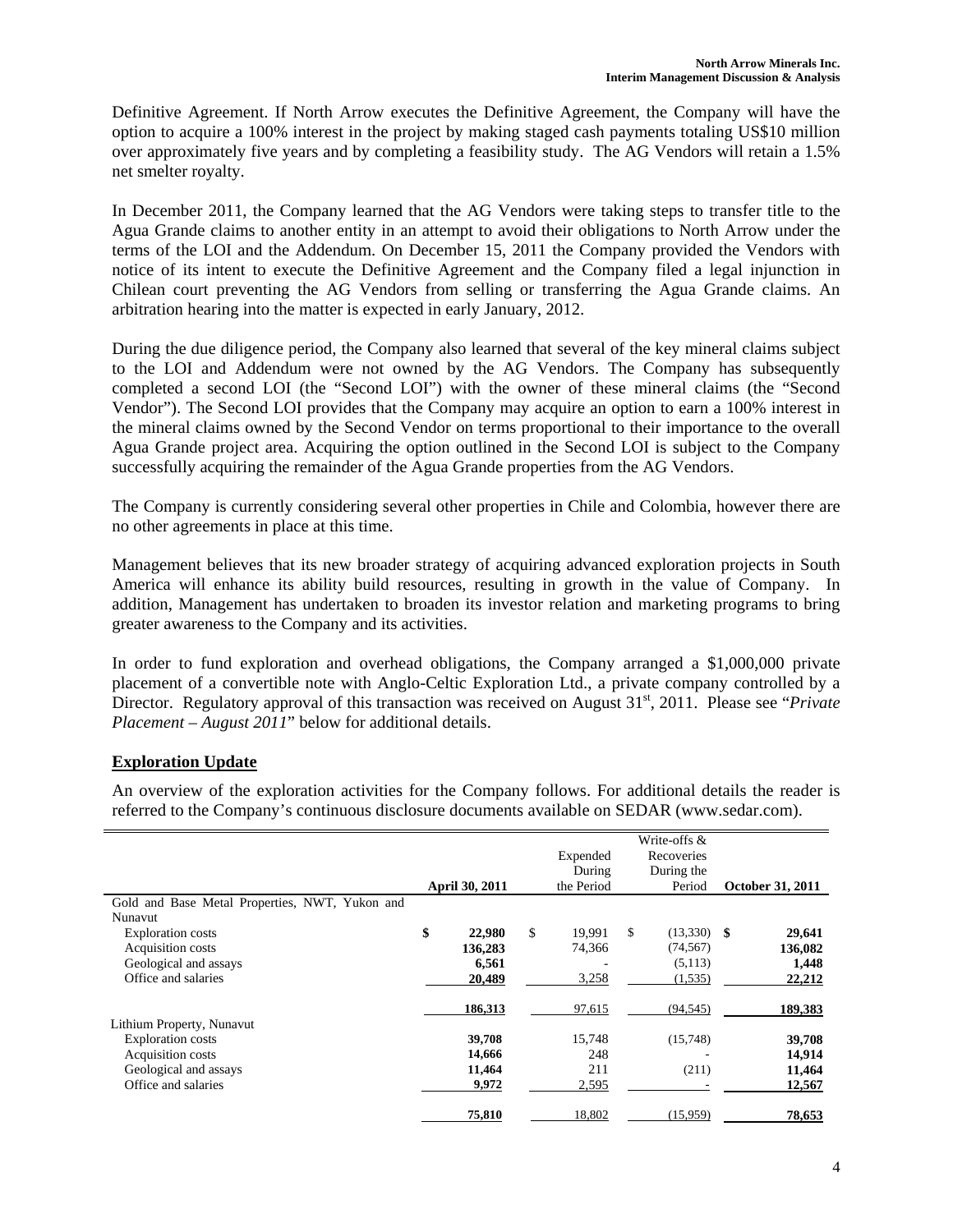Definitive Agreement. If North Arrow executes the Definitive Agreement, the Company will have the option to acquire a 100% interest in the project by making staged cash payments totaling US$10 million over approximately five years and by completing a feasibility study. The AG Vendors will retain a 1.5% net smelter royalty.

In December 2011, the Company learned that the AG Vendors were taking steps to transfer title to the Agua Grande claims to another entity in an attempt to avoid their obligations to North Arrow under the terms of the LOI and the Addendum. On December 15, 2011 the Company provided the Vendors with notice of its intent to execute the Definitive Agreement and the Company filed a legal injunction in Chilean court preventing the AG Vendors from selling or transferring the Agua Grande claims. An arbitration hearing into the matter is expected in early January, 2012.

During the due diligence period, the Company also learned that several of the key mineral claims subject to the LOI and Addendum were not owned by the AG Vendors. The Company has subsequently completed a second LOI (the "Second LOI") with the owner of these mineral claims (the "Second Vendor"). The Second LOI provides that the Company may acquire an option to earn a 100% interest in the mineral claims owned by the Second Vendor on terms proportional to their importance to the overall Agua Grande project area. Acquiring the option outlined in the Second LOI is subject to the Company successfully acquiring the remainder of the Agua Grande properties from the AG Vendors.

The Company is currently considering several other properties in Chile and Colombia, however there are no other agreements in place at this time.

Management believes that its new broader strategy of acquiring advanced exploration projects in South America will enhance its ability build resources, resulting in growth in the value of Company. In addition, Management has undertaken to broaden its investor relation and marketing programs to bring greater awareness to the Company and its activities.

In order to fund exploration and overhead obligations, the Company arranged a $1,000,000 private placement of a convertible note with Anglo-Celtic Exploration Ltd., a private company controlled by a Director. Regulatory approval of this transaction was received on August 31st, 2011. Please see "*Private Placement – August 2011*" below for additional details.

## Exploration Update

An overview of the exploration activities for the Company follows. For additional details the reader is referred to the Company's continuous disclosure documents available on SEDAR (www.sedar.com).

| | April 30, 2011 | Expended During the Period | Write-offs & Recoveries During the Period | October 31, 2011 |
|---|---|---|---|---|
| Gold and Base Metal Properties, NWT, Yukon and Nunavut | | | | |
| Exploration costs | $ 22,980 | $ 19,991 | $ (13,330) | $ 29,641 |
| Acquisition costs | 136,283 | 74,366 | (74,567) | 136,082 |
| Geological and assays | 6,561 | - | (5,113) | 1,448 |
| Office and salaries | 20,489 | 3,258 | (1,535) | 22,212 |
| | 186,313 | 97,615 | (94,545) | 189,383 |
| Lithium Property, Nunavut | | | | |
| Exploration costs | 39,708 | 15,748 | (15,748) | 39,708 |
| Acquisition costs | 14,666 | 248 | - | 14,914 |
| Geological and assays | 11,464 | 211 | (211) | 11,464 |
| Office and salaries | 9,972 | 2,595 | - | 12,567 |
| | 75,810 | 18,802 | (15,959) | 78,653 |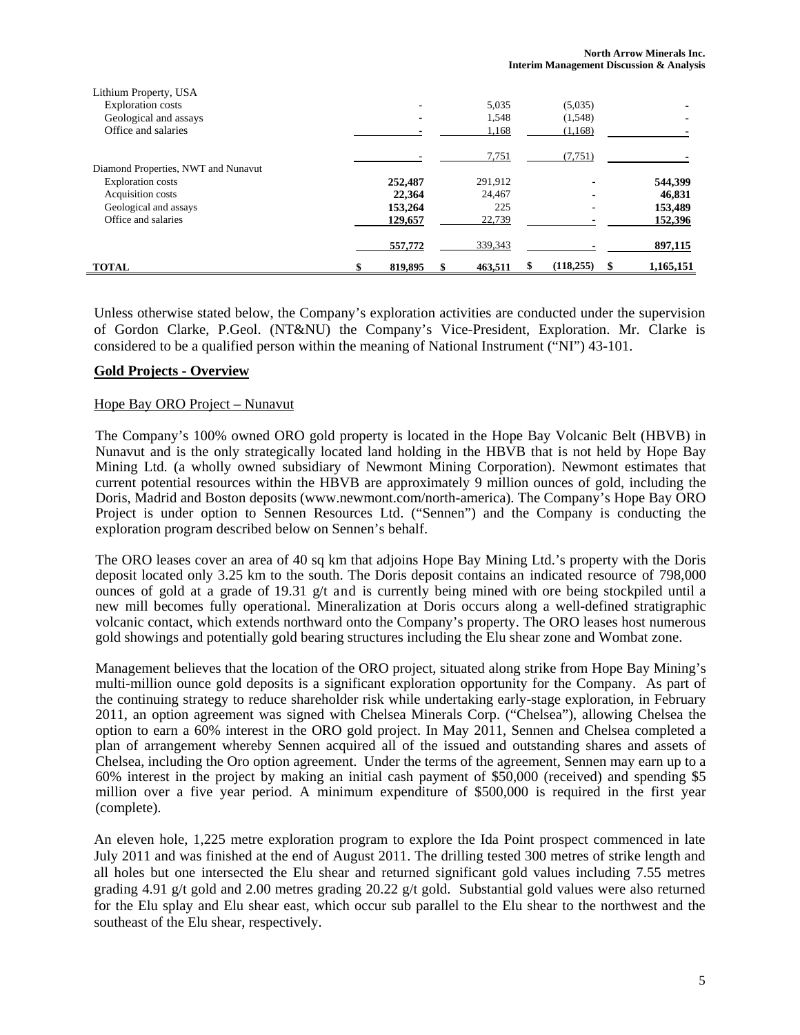| | | | | |
|---|---|---|---|---|
| Lithium Property, USA | | | | |
| Exploration costs | - | 5,035 | (5,035) | - |
| Geological and assays | - | 1,548 | (1,548) | - |
| Office and salaries | - | 1,168 | (1,168) | - |
| | - | 7,751 | (7,751) | - |
| Diamond Properties, NWT and Nunavut | | | | |
| Exploration costs | **252,487** | 291,912 | - | **544,399** |
| Acquisition costs | **22,364** | 24,467 | - | **46,831** |
| Geological and assays | **153,264** | 225 | - | **153,489** |
| Office and salaries | **129,657** | 22,739 | - | **152,396** |
| | **557,772** | 339,343 | - | **897,115** |
| **TOTAL** | **$ 819,895** | **$ 463,511** | **$ (118,255)** | **$ 1,165,151** |

Unless otherwise stated below, the Company's exploration activities are conducted under the supervision of Gordon Clarke, P.Geol. (NT&NU) the Company's Vice-President, Exploration. Mr. Clarke is considered to be a qualified person within the meaning of National Instrument ("NI") 43-101.

## Gold Projects - Overview

### Hope Bay ORO Project – Nunavut

The Company's 100% owned ORO gold property is located in the Hope Bay Volcanic Belt (HBVB) in Nunavut and is the only strategically located land holding in the HBVB that is not held by Hope Bay Mining Ltd. (a wholly owned subsidiary of Newmont Mining Corporation). Newmont estimates that current potential resources within the HBVB are approximately 9 million ounces of gold, including the Doris, Madrid and Boston deposits (www.newmont.com/north-america). The Company's Hope Bay ORO Project is under option to Sennen Resources Ltd. ("Sennen") and the Company is conducting the exploration program described below on Sennen's behalf.

The ORO leases cover an area of 40 sq km that adjoins Hope Bay Mining Ltd.'s property with the Doris deposit located only 3.25 km to the south. The Doris deposit contains an indicated resource of 798,000 ounces of gold at a grade of 19.31 g/t and is currently being mined with ore being stockpiled until a new mill becomes fully operational. Mineralization at Doris occurs along a well-defined stratigraphic volcanic contact, which extends northward onto the Company's property. The ORO leases host numerous gold showings and potentially gold bearing structures including the Elu shear zone and Wombat zone.

Management believes that the location of the ORO project, situated along strike from Hope Bay Mining's multi-million ounce gold deposits is a significant exploration opportunity for the Company. As part of the continuing strategy to reduce shareholder risk while undertaking early-stage exploration, in February 2011, an option agreement was signed with Chelsea Minerals Corp. ("Chelsea"), allowing Chelsea the option to earn a 60% interest in the ORO gold project. In May 2011, Sennen and Chelsea completed a plan of arrangement whereby Sennen acquired all of the issued and outstanding shares and assets of Chelsea, including the Oro option agreement. Under the terms of the agreement, Sennen may earn up to a 60% interest in the project by making an initial cash payment of $50,000 (received) and spending $5 million over a five year period. A minimum expenditure of $500,000 is required in the first year (complete).

An eleven hole, 1,225 metre exploration program to explore the Ida Point prospect commenced in late July 2011 and was finished at the end of August 2011. The drilling tested 300 metres of strike length and all holes but one intersected the Elu shear and returned significant gold values including 7.55 metres grading 4.91 g/t gold and 2.00 metres grading 20.22 g/t gold. Substantial gold values were also returned for the Elu splay and Elu shear east, which occur sub parallel to the Elu shear to the northwest and the southeast of the Elu shear, respectively.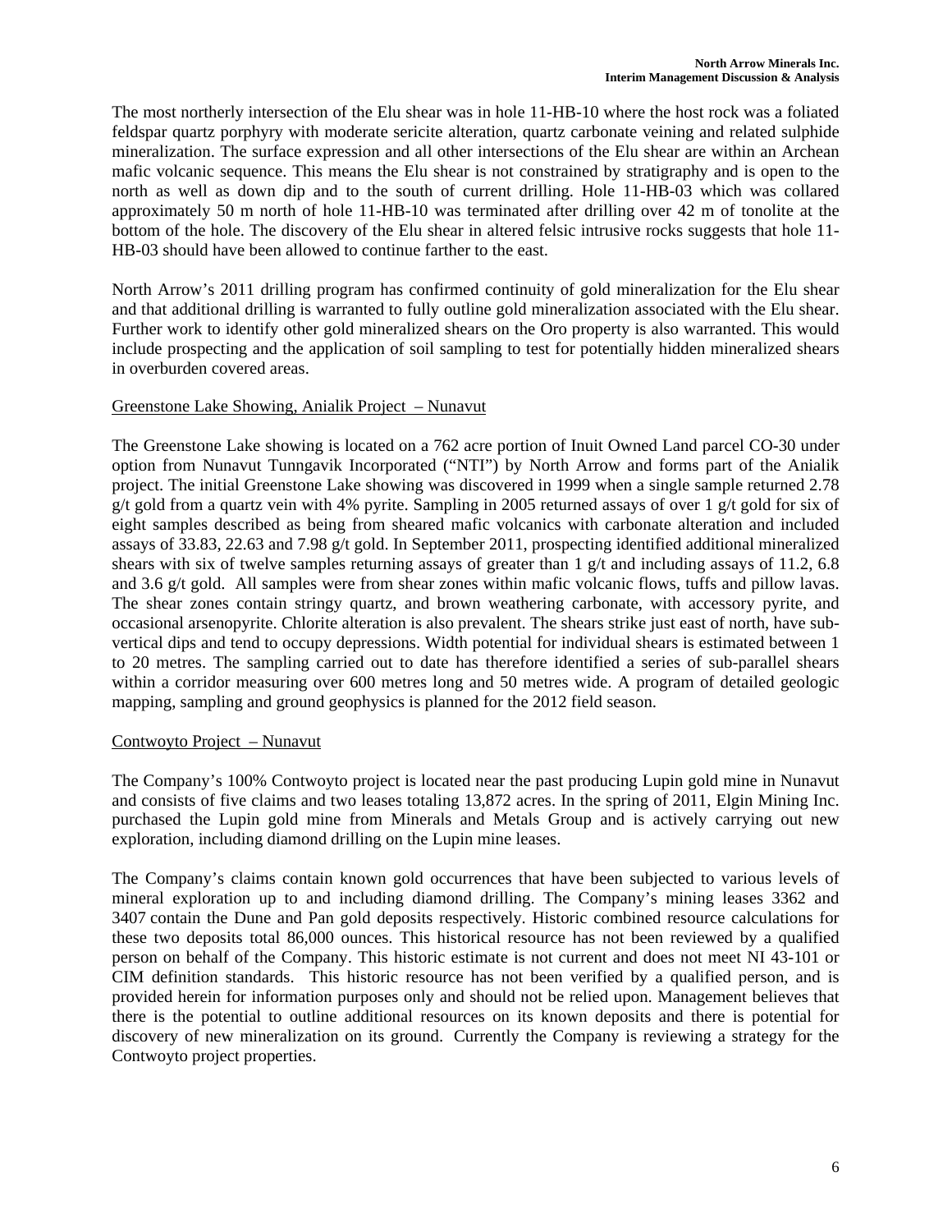The most northerly intersection of the Elu shear was in hole 11-HB-10 where the host rock was a foliated feldspar quartz porphyry with moderate sericite alteration, quartz carbonate veining and related sulphide mineralization. The surface expression and all other intersections of the Elu shear are within an Archean mafic volcanic sequence. This means the Elu shear is not constrained by stratigraphy and is open to the north as well as down dip and to the south of current drilling. Hole 11-HB-03 which was collared approximately 50 m north of hole 11-HB-10 was terminated after drilling over 42 m of tonolite at the bottom of the hole. The discovery of the Elu shear in altered felsic intrusive rocks suggests that hole 11-HB-03 should have been allowed to continue farther to the east.

North Arrow's 2011 drilling program has confirmed continuity of gold mineralization for the Elu shear and that additional drilling is warranted to fully outline gold mineralization associated with the Elu shear. Further work to identify other gold mineralized shears on the Oro property is also warranted. This would include prospecting and the application of soil sampling to test for potentially hidden mineralized shears in overburden covered areas.

<u>Greenstone Lake Showing, Anialik Project – Nunavut</u>

The Greenstone Lake showing is located on a 762 acre portion of Inuit Owned Land parcel CO-30 under option from Nunavut Tunngavik Incorporated ("NTI") by North Arrow and forms part of the Anialik project. The initial Greenstone Lake showing was discovered in 1999 when a single sample returned 2.78 g/t gold from a quartz vein with 4% pyrite. Sampling in 2005 returned assays of over 1 g/t gold for six of eight samples described as being from sheared mafic volcanics with carbonate alteration and included assays of 33.83, 22.63 and 7.98 g/t gold. In September 2011, prospecting identified additional mineralized shears with six of twelve samples returning assays of greater than 1 g/t and including assays of 11.2, 6.8 and 3.6 g/t gold. All samples were from shear zones within mafic volcanic flows, tuffs and pillow lavas. The shear zones contain stringy quartz, and brown weathering carbonate, with accessory pyrite, and occasional arsenopyrite. Chlorite alteration is also prevalent. The shears strike just east of north, have sub-vertical dips and tend to occupy depressions. Width potential for individual shears is estimated between 1 to 20 metres. The sampling carried out to date has therefore identified a series of sub-parallel shears within a corridor measuring over 600 metres long and 50 metres wide. A program of detailed geologic mapping, sampling and ground geophysics is planned for the 2012 field season.

<u>Contwoyto Project – Nunavut</u>

The Company's 100% Contwoyto project is located near the past producing Lupin gold mine in Nunavut and consists of five claims and two leases totaling 13,872 acres. In the spring of 2011, Elgin Mining Inc. purchased the Lupin gold mine from Minerals and Metals Group and is actively carrying out new exploration, including diamond drilling on the Lupin mine leases.

The Company's claims contain known gold occurrences that have been subjected to various levels of mineral exploration up to and including diamond drilling. The Company's mining leases 3362 and 3407 contain the Dune and Pan gold deposits respectively. Historic combined resource calculations for these two deposits total 86,000 ounces. This historical resource has not been reviewed by a qualified person on behalf of the Company. This historic estimate is not current and does not meet NI 43-101 or CIM definition standards. This historic resource has not been verified by a qualified person, and is provided herein for information purposes only and should not be relied upon. Management believes that there is the potential to outline additional resources on its known deposits and there is potential for discovery of new mineralization on its ground. Currently the Company is reviewing a strategy for the Contwoyto project properties.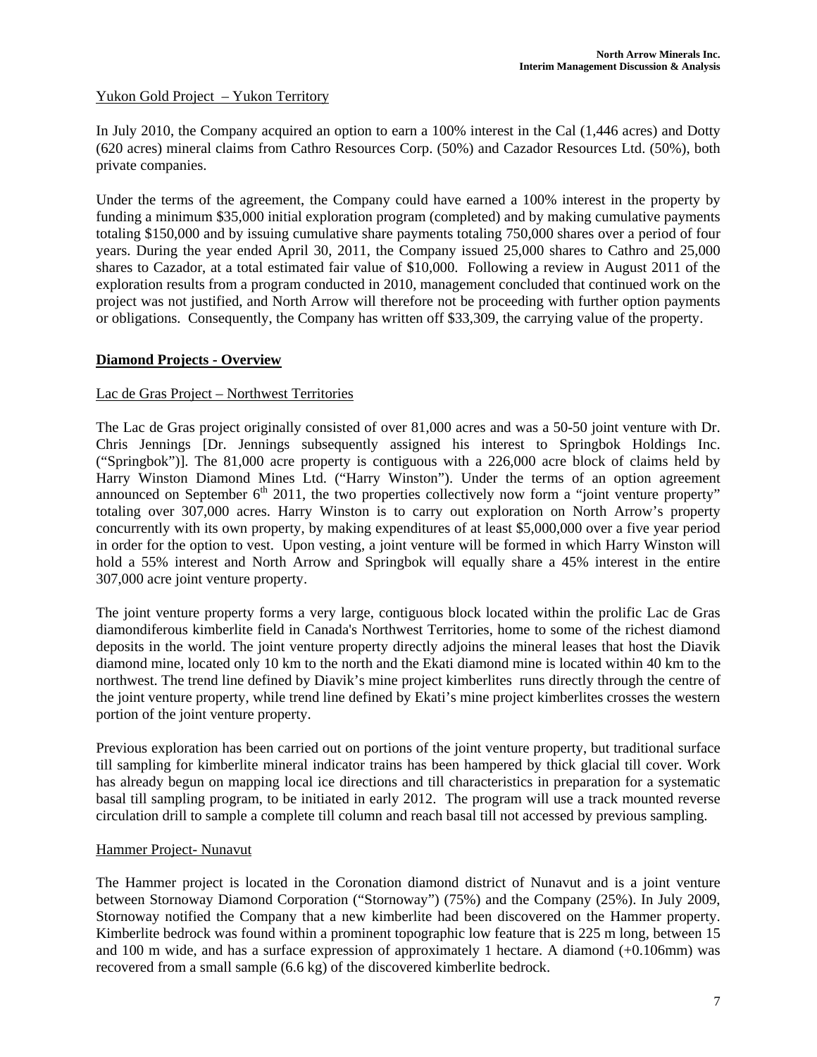Yukon Gold Project – Yukon Territory

In July 2010, the Company acquired an option to earn a 100% interest in the Cal (1,446 acres) and Dotty (620 acres) mineral claims from Cathro Resources Corp. (50%) and Cazador Resources Ltd. (50%), both private companies.

Under the terms of the agreement, the Company could have earned a 100% interest in the property by funding a minimum $35,000 initial exploration program (completed) and by making cumulative payments totaling $150,000 and by issuing cumulative share payments totaling 750,000 shares over a period of four years. During the year ended April 30, 2011, the Company issued 25,000 shares to Cathro and 25,000 shares to Cazador, at a total estimated fair value of $10,000. Following a review in August 2011 of the exploration results from a program conducted in 2010, management concluded that continued work on the project was not justified, and North Arrow will therefore not be proceeding with further option payments or obligations. Consequently, the Company has written off $33,309, the carrying value of the property.

## Diamond Projects - Overview

Lac de Gras Project – Northwest Territories

The Lac de Gras project originally consisted of over 81,000 acres and was a 50-50 joint venture with Dr. Chris Jennings [Dr. Jennings subsequently assigned his interest to Springbok Holdings Inc. ("Springbok")]. The 81,000 acre property is contiguous with a 226,000 acre block of claims held by Harry Winston Diamond Mines Ltd. ("Harry Winston"). Under the terms of an option agreement announced on September 6th 2011, the two properties collectively now form a "joint venture property" totaling over 307,000 acres. Harry Winston is to carry out exploration on North Arrow's property concurrently with its own property, by making expenditures of at least $5,000,000 over a five year period in order for the option to vest. Upon vesting, a joint venture will be formed in which Harry Winston will hold a 55% interest and North Arrow and Springbok will equally share a 45% interest in the entire 307,000 acre joint venture property.

The joint venture property forms a very large, contiguous block located within the prolific Lac de Gras diamondiferous kimberlite field in Canada's Northwest Territories, home to some of the richest diamond deposits in the world. The joint venture property directly adjoins the mineral leases that host the Diavik diamond mine, located only 10 km to the north and the Ekati diamond mine is located within 40 km to the northwest. The trend line defined by Diavik's mine project kimberlites runs directly through the centre of the joint venture property, while trend line defined by Ekati's mine project kimberlites crosses the western portion of the joint venture property.

Previous exploration has been carried out on portions of the joint venture property, but traditional surface till sampling for kimberlite mineral indicator trains has been hampered by thick glacial till cover. Work has already begun on mapping local ice directions and till characteristics in preparation for a systematic basal till sampling program, to be initiated in early 2012. The program will use a track mounted reverse circulation drill to sample a complete till column and reach basal till not accessed by previous sampling.

Hammer Project- Nunavut

The Hammer project is located in the Coronation diamond district of Nunavut and is a joint venture between Stornoway Diamond Corporation ("Stornoway") (75%) and the Company (25%). In July 2009, Stornoway notified the Company that a new kimberlite had been discovered on the Hammer property. Kimberlite bedrock was found within a prominent topographic low feature that is 225 m long, between 15 and 100 m wide, and has a surface expression of approximately 1 hectare. A diamond (+0.106mm) was recovered from a small sample (6.6 kg) of the discovered kimberlite bedrock.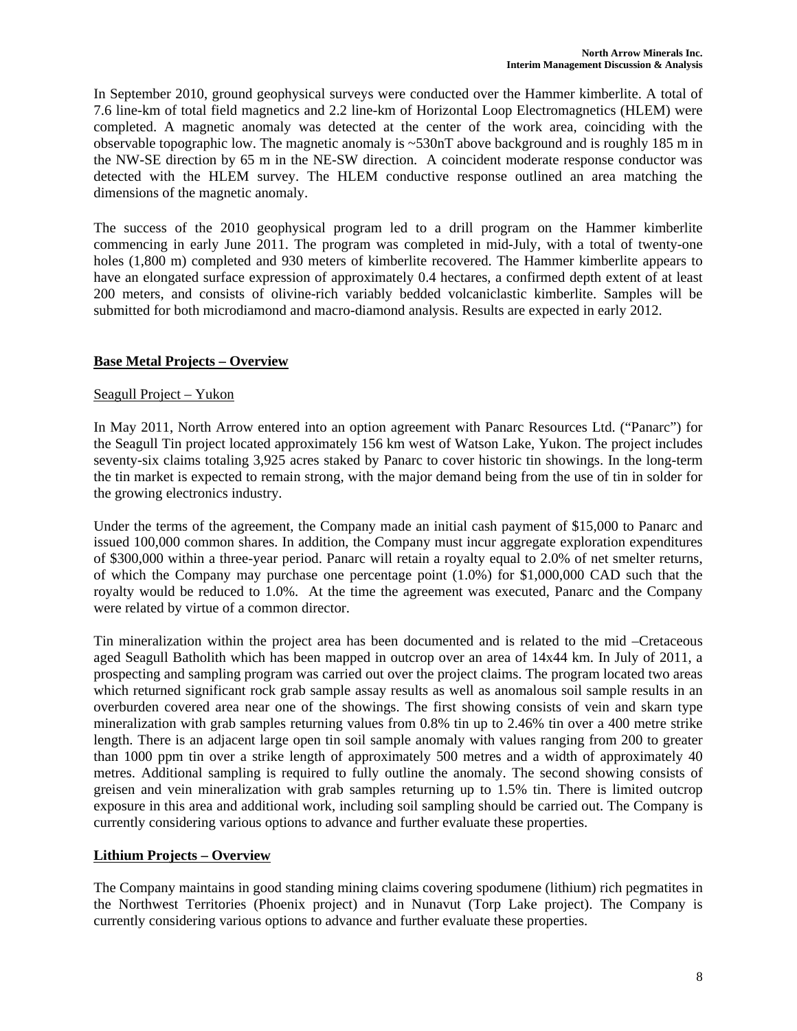In September 2010, ground geophysical surveys were conducted over the Hammer kimberlite. A total of 7.6 line-km of total field magnetics and 2.2 line-km of Horizontal Loop Electromagnetics (HLEM) were completed. A magnetic anomaly was detected at the center of the work area, coinciding with the observable topographic low. The magnetic anomaly is ~530nT above background and is roughly 185 m in the NW-SE direction by 65 m in the NE-SW direction. A coincident moderate response conductor was detected with the HLEM survey. The HLEM conductive response outlined an area matching the dimensions of the magnetic anomaly.

The success of the 2010 geophysical program led to a drill program on the Hammer kimberlite commencing in early June 2011. The program was completed in mid-July, with a total of twenty-one holes (1,800 m) completed and 930 meters of kimberlite recovered. The Hammer kimberlite appears to have an elongated surface expression of approximately 0.4 hectares, a confirmed depth extent of at least 200 meters, and consists of olivine-rich variably bedded volcaniclastic kimberlite. Samples will be submitted for both microdiamond and macro-diamond analysis. Results are expected in early 2012.

## Base Metal Projects – Overview

### Seagull Project – Yukon

In May 2011, North Arrow entered into an option agreement with Panarc Resources Ltd. ("Panarc") for the Seagull Tin project located approximately 156 km west of Watson Lake, Yukon. The project includes seventy-six claims totaling 3,925 acres staked by Panarc to cover historic tin showings. In the long-term the tin market is expected to remain strong, with the major demand being from the use of tin in solder for the growing electronics industry.

Under the terms of the agreement, the Company made an initial cash payment of $15,000 to Panarc and issued 100,000 common shares. In addition, the Company must incur aggregate exploration expenditures of $300,000 within a three-year period. Panarc will retain a royalty equal to 2.0% of net smelter returns, of which the Company may purchase one percentage point (1.0%) for $1,000,000 CAD such that the royalty would be reduced to 1.0%. At the time the agreement was executed, Panarc and the Company were related by virtue of a common director.

Tin mineralization within the project area has been documented and is related to the mid –Cretaceous aged Seagull Batholith which has been mapped in outcrop over an area of 14x44 km. In July of 2011, a prospecting and sampling program was carried out over the project claims. The program located two areas which returned significant rock grab sample assay results as well as anomalous soil sample results in an overburden covered area near one of the showings. The first showing consists of vein and skarn type mineralization with grab samples returning values from 0.8% tin up to 2.46% tin over a 400 metre strike length. There is an adjacent large open tin soil sample anomaly with values ranging from 200 to greater than 1000 ppm tin over a strike length of approximately 500 metres and a width of approximately 40 metres. Additional sampling is required to fully outline the anomaly. The second showing consists of greisen and vein mineralization with grab samples returning up to 1.5% tin. There is limited outcrop exposure in this area and additional work, including soil sampling should be carried out. The Company is currently considering various options to advance and further evaluate these properties.

## Lithium Projects – Overview

The Company maintains in good standing mining claims covering spodumene (lithium) rich pegmatites in the Northwest Territories (Phoenix project) and in Nunavut (Torp Lake project). The Company is currently considering various options to advance and further evaluate these properties.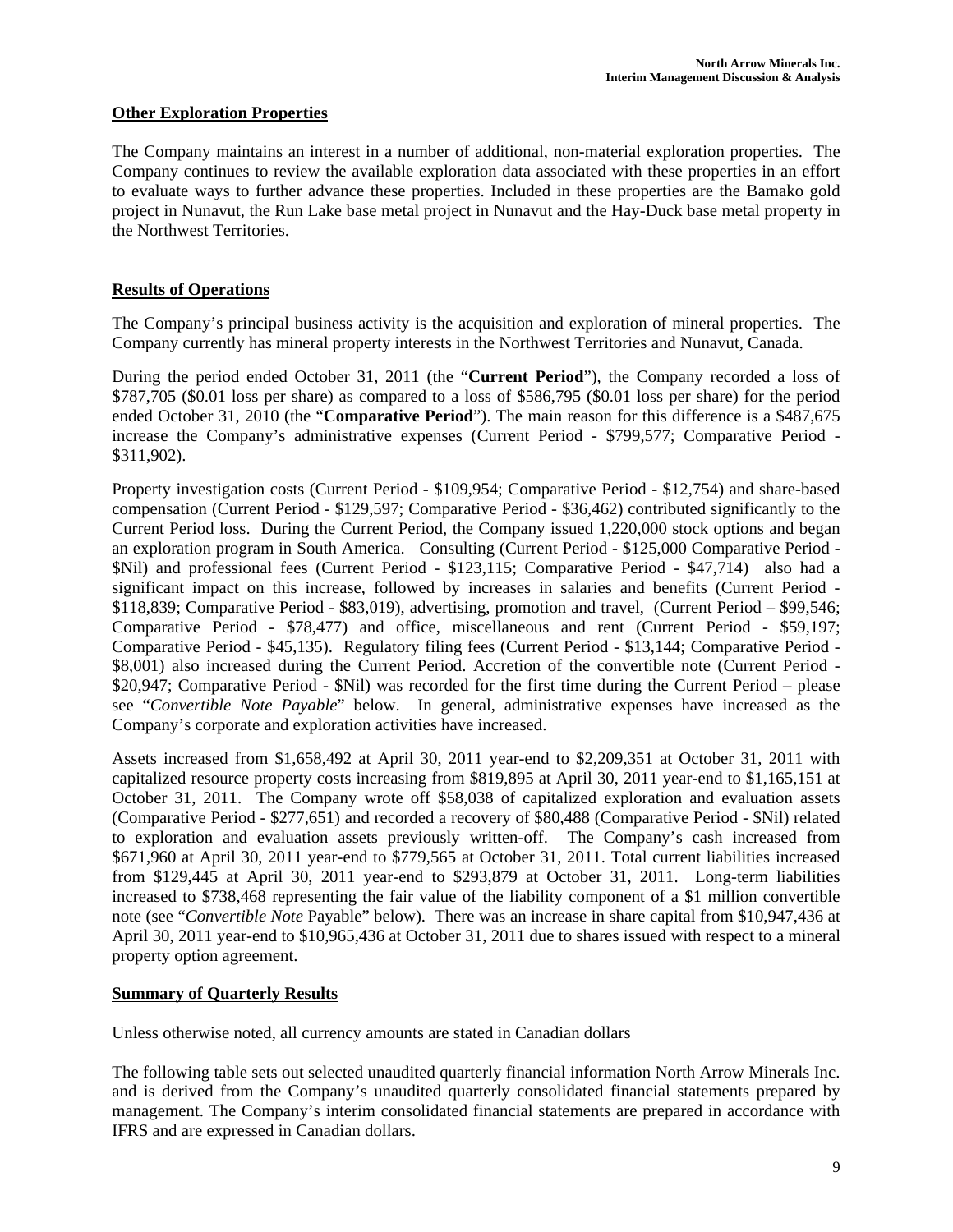## Other Exploration Properties

The Company maintains an interest in a number of additional, non-material exploration properties. The Company continues to review the available exploration data associated with these properties in an effort to evaluate ways to further advance these properties. Included in these properties are the Bamako gold project in Nunavut, the Run Lake base metal project in Nunavut and the Hay-Duck base metal property in the Northwest Territories.

## Results of Operations

The Company's principal business activity is the acquisition and exploration of mineral properties. The Company currently has mineral property interests in the Northwest Territories and Nunavut, Canada.

During the period ended October 31, 2011 (the "**Current Period**"), the Company recorded a loss of $787,705 ($0.01 loss per share) as compared to a loss of $586,795 ($0.01 loss per share) for the period ended October 31, 2010 (the "**Comparative Period**"). The main reason for this difference is a $487,675 increase the Company's administrative expenses (Current Period - $799,577; Comparative Period - $311,902).

Property investigation costs (Current Period - $109,954; Comparative Period - $12,754) and share-based compensation (Current Period - $129,597; Comparative Period - $36,462) contributed significantly to the Current Period loss. During the Current Period, the Company issued 1,220,000 stock options and began an exploration program in South America. Consulting (Current Period - $125,000 Comparative Period - $Nil) and professional fees (Current Period - $123,115; Comparative Period - $47,714) also had a significant impact on this increase, followed by increases in salaries and benefits (Current Period - $118,839; Comparative Period - $83,019), advertising, promotion and travel, (Current Period – $99,546; Comparative Period - $78,477) and office, miscellaneous and rent (Current Period - $59,197; Comparative Period - $45,135). Regulatory filing fees (Current Period - $13,144; Comparative Period - $8,001) also increased during the Current Period. Accretion of the convertible note (Current Period - $20,947; Comparative Period - $Nil) was recorded for the first time during the Current Period – please see "*Convertible Note Payable*" below. In general, administrative expenses have increased as the Company's corporate and exploration activities have increased.

Assets increased from $1,658,492 at April 30, 2011 year-end to $2,209,351 at October 31, 2011 with capitalized resource property costs increasing from $819,895 at April 30, 2011 year-end to $1,165,151 at October 31, 2011. The Company wrote off $58,038 of capitalized exploration and evaluation assets (Comparative Period - $277,651) and recorded a recovery of $80,488 (Comparative Period - $Nil) related to exploration and evaluation assets previously written-off. The Company's cash increased from $671,960 at April 30, 2011 year-end to $779,565 at October 31, 2011. Total current liabilities increased from $129,445 at April 30, 2011 year-end to $293,879 at October 31, 2011. Long-term liabilities increased to $738,468 representing the fair value of the liability component of a $1 million convertible note (see "*Convertible Note* Payable" below). There was an increase in share capital from $10,947,436 at April 30, 2011 year-end to $10,965,436 at October 31, 2011 due to shares issued with respect to a mineral property option agreement.

## Summary of Quarterly Results

Unless otherwise noted, all currency amounts are stated in Canadian dollars

The following table sets out selected unaudited quarterly financial information North Arrow Minerals Inc. and is derived from the Company's unaudited quarterly consolidated financial statements prepared by management. The Company's interim consolidated financial statements are prepared in accordance with IFRS and are expressed in Canadian dollars.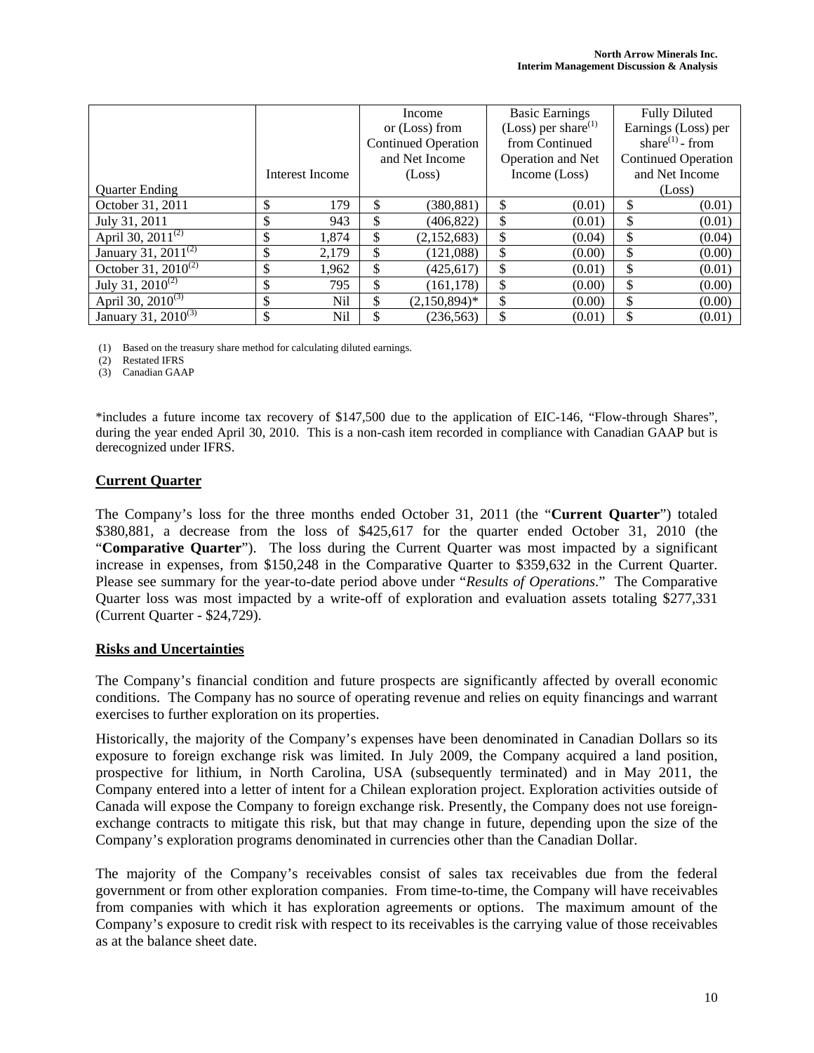| Quarter Ending | Interest Income | Income or (Loss) from Continued Operation and Net Income (Loss) | Basic Earnings (Loss) per share[1] from Continued Operation and Net Income (Loss) | Fully Diluted Earnings (Loss) per share[1] - from Continued Operation and Net Income (Loss) |
|---|---|---|---|---|
| October 31, 2011 | $ 179 | $ (380,881) | $ (0.01) | $ (0.01) |
| July 31, 2011 | $ 943 | $ (406,822) | $ (0.01) | $ (0.01) |
| April 30, 2011[2] | $ 1,874 | $ (2,152,683) | $ (0.04) | $ (0.04) |
| January 31, 2011[2] | $ 2,179 | $ (121,088) | $ (0.00) | $ (0.00) |
| October 31, 2010[2] | $ 1,962 | $ (425,617) | $ (0.01) | $ (0.01) |
| July 31, 2010[2] | $ 795 | $ (161,178) | $ (0.00) | $ (0.00) |
| April 30, 2010[3] | $ Nil | $ (2,150,894)* | $ (0.00) | $ (0.00) |
| January 31, 2010[3] | $ Nil | $ (236,563) | $ (0.01) | $ (0.01) |

(1) Based on the treasury share method for calculating diluted earnings.
(2) Restated IFRS
(3) Canadian GAAP

*includes a future income tax recovery of $147,500 due to the application of EIC-146, "Flow-through Shares", during the year ended April 30, 2010. This is a non-cash item recorded in compliance with Canadian GAAP but is derecognized under IFRS.

## Current Quarter

The Company's loss for the three months ended October 31, 2011 (the "**Current Quarter**") totaled $380,881, a decrease from the loss of $425,617 for the quarter ended October 31, 2010 (the "**Comparative Quarter**"). The loss during the Current Quarter was most impacted by a significant increase in expenses, from $150,248 in the Comparative Quarter to $359,632 in the Current Quarter. Please see summary for the year-to-date period above under "*Results of Operations*." The Comparative Quarter loss was most impacted by a write-off of exploration and evaluation assets totaling $277,331 (Current Quarter - $24,729).

## Risks and Uncertainties

The Company's financial condition and future prospects are significantly affected by overall economic conditions. The Company has no source of operating revenue and relies on equity financings and warrant exercises to further exploration on its properties.

Historically, the majority of the Company's expenses have been denominated in Canadian Dollars so its exposure to foreign exchange risk was limited. In July 2009, the Company acquired a land position, prospective for lithium, in North Carolina, USA (subsequently terminated) and in May 2011, the Company entered into a letter of intent for a Chilean exploration project. Exploration activities outside of Canada will expose the Company to foreign exchange risk. Presently, the Company does not use foreign-exchange contracts to mitigate this risk, but that may change in future, depending upon the size of the Company's exploration programs denominated in currencies other than the Canadian Dollar.

The majority of the Company's receivables consist of sales tax receivables due from the federal government or from other exploration companies. From time-to-time, the Company will have receivables from companies with which it has exploration agreements or options. The maximum amount of the Company's exposure to credit risk with respect to its receivables is the carrying value of those receivables as at the balance sheet date.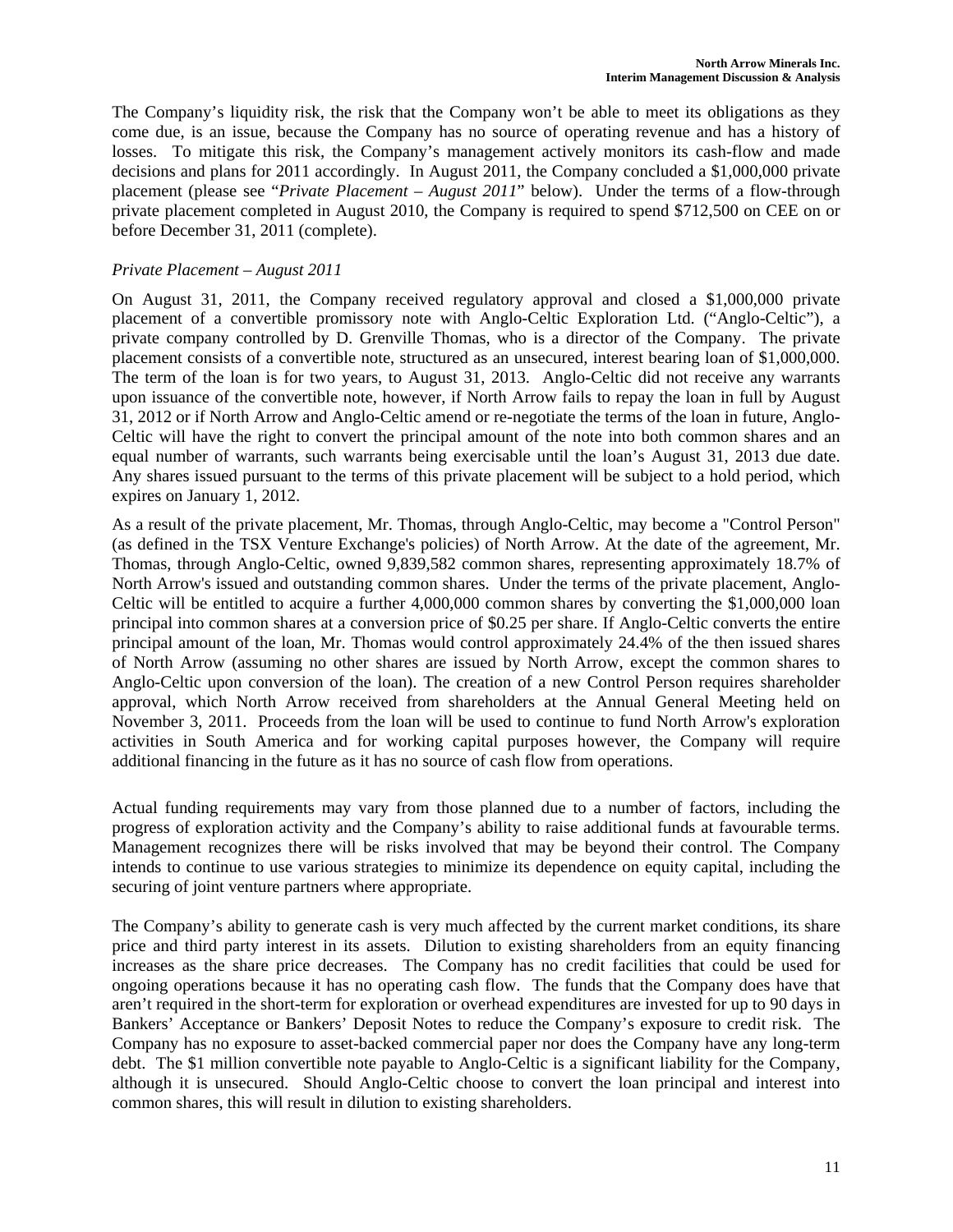The Company's liquidity risk, the risk that the Company won't be able to meet its obligations as they come due, is an issue, because the Company has no source of operating revenue and has a history of losses. To mitigate this risk, the Company's management actively monitors its cash-flow and made decisions and plans for 2011 accordingly. In August 2011, the Company concluded a $1,000,000 private placement (please see "*Private Placement – August 2011*" below). Under the terms of a flow-through private placement completed in August 2010, the Company is required to spend $712,500 on CEE on or before December 31, 2011 (complete).

*Private Placement – August 2011*

On August 31, 2011, the Company received regulatory approval and closed a $1,000,000 private placement of a convertible promissory note with Anglo-Celtic Exploration Ltd. ("Anglo-Celtic"), a private company controlled by D. Grenville Thomas, who is a director of the Company. The private placement consists of a convertible note, structured as an unsecured, interest bearing loan of $1,000,000. The term of the loan is for two years, to August 31, 2013. Anglo-Celtic did not receive any warrants upon issuance of the convertible note, however, if North Arrow fails to repay the loan in full by August 31, 2012 or if North Arrow and Anglo-Celtic amend or re-negotiate the terms of the loan in future, Anglo-Celtic will have the right to convert the principal amount of the note into both common shares and an equal number of warrants, such warrants being exercisable until the loan's August 31, 2013 due date. Any shares issued pursuant to the terms of this private placement will be subject to a hold period, which expires on January 1, 2012.

As a result of the private placement, Mr. Thomas, through Anglo-Celtic, may become a "Control Person" (as defined in the TSX Venture Exchange's policies) of North Arrow. At the date of the agreement, Mr. Thomas, through Anglo-Celtic, owned 9,839,582 common shares, representing approximately 18.7% of North Arrow's issued and outstanding common shares. Under the terms of the private placement, Anglo-Celtic will be entitled to acquire a further 4,000,000 common shares by converting the $1,000,000 loan principal into common shares at a conversion price of $0.25 per share. If Anglo-Celtic converts the entire principal amount of the loan, Mr. Thomas would control approximately 24.4% of the then issued shares of North Arrow (assuming no other shares are issued by North Arrow, except the common shares to Anglo-Celtic upon conversion of the loan). The creation of a new Control Person requires shareholder approval, which North Arrow received from shareholders at the Annual General Meeting held on November 3, 2011. Proceeds from the loan will be used to continue to fund North Arrow's exploration activities in South America and for working capital purposes however, the Company will require additional financing in the future as it has no source of cash flow from operations.

Actual funding requirements may vary from those planned due to a number of factors, including the progress of exploration activity and the Company's ability to raise additional funds at favourable terms. Management recognizes there will be risks involved that may be beyond their control. The Company intends to continue to use various strategies to minimize its dependence on equity capital, including the securing of joint venture partners where appropriate.

The Company's ability to generate cash is very much affected by the current market conditions, its share price and third party interest in its assets. Dilution to existing shareholders from an equity financing increases as the share price decreases. The Company has no credit facilities that could be used for ongoing operations because it has no operating cash flow. The funds that the Company does have that aren't required in the short-term for exploration or overhead expenditures are invested for up to 90 days in Bankers' Acceptance or Bankers' Deposit Notes to reduce the Company's exposure to credit risk. The Company has no exposure to asset-backed commercial paper nor does the Company have any long-term debt. The $1 million convertible note payable to Anglo-Celtic is a significant liability for the Company, although it is unsecured. Should Anglo-Celtic choose to convert the loan principal and interest into common shares, this will result in dilution to existing shareholders.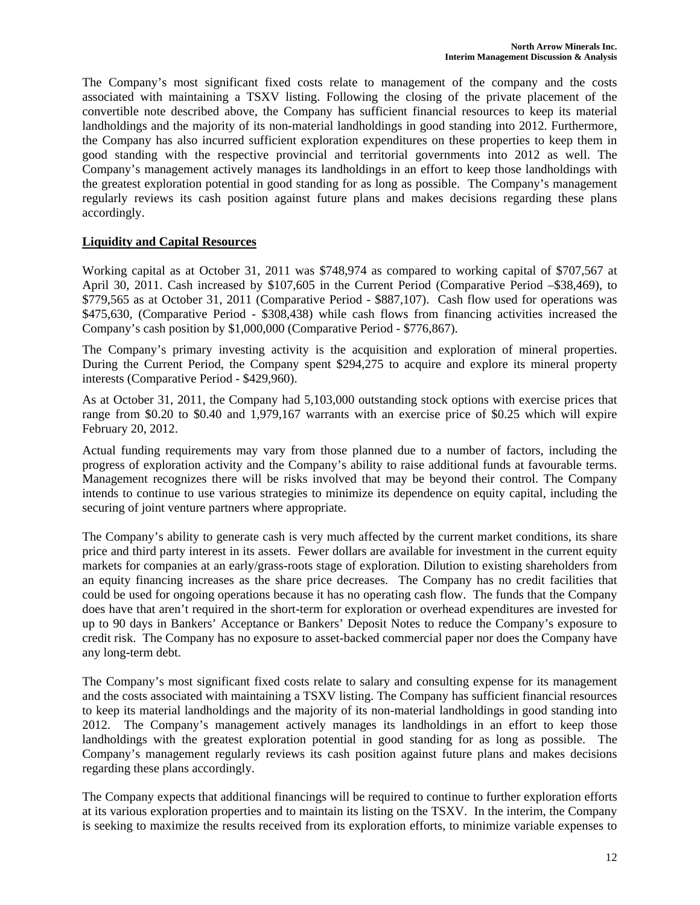The Company's most significant fixed costs relate to management of the company and the costs associated with maintaining a TSXV listing. Following the closing of the private placement of the convertible note described above, the Company has sufficient financial resources to keep its material landholdings and the majority of its non-material landholdings in good standing into 2012. Furthermore, the Company has also incurred sufficient exploration expenditures on these properties to keep them in good standing with the respective provincial and territorial governments into 2012 as well. The Company's management actively manages its landholdings in an effort to keep those landholdings with the greatest exploration potential in good standing for as long as possible. The Company's management regularly reviews its cash position against future plans and makes decisions regarding these plans accordingly.

## **Liquidity and Capital Resources**

Working capital as at October 31, 2011 was $748,974 as compared to working capital of $707,567 at April 30, 2011. Cash increased by $107,605 in the Current Period (Comparative Period –$38,469), to $779,565 as at October 31, 2011 (Comparative Period - $887,107). Cash flow used for operations was $475,630, (Comparative Period - $308,438) while cash flows from financing activities increased the Company's cash position by $1,000,000 (Comparative Period - $776,867).

The Company's primary investing activity is the acquisition and exploration of mineral properties. During the Current Period, the Company spent $294,275 to acquire and explore its mineral property interests (Comparative Period - $429,960).

As at October 31, 2011, the Company had 5,103,000 outstanding stock options with exercise prices that range from $0.20 to $0.40 and 1,979,167 warrants with an exercise price of $0.25 which will expire February 20, 2012.

Actual funding requirements may vary from those planned due to a number of factors, including the progress of exploration activity and the Company's ability to raise additional funds at favourable terms. Management recognizes there will be risks involved that may be beyond their control. The Company intends to continue to use various strategies to minimize its dependence on equity capital, including the securing of joint venture partners where appropriate.

The Company's ability to generate cash is very much affected by the current market conditions, its share price and third party interest in its assets. Fewer dollars are available for investment in the current equity markets for companies at an early/grass-roots stage of exploration. Dilution to existing shareholders from an equity financing increases as the share price decreases. The Company has no credit facilities that could be used for ongoing operations because it has no operating cash flow. The funds that the Company does have that aren't required in the short-term for exploration or overhead expenditures are invested for up to 90 days in Bankers' Acceptance or Bankers' Deposit Notes to reduce the Company's exposure to credit risk. The Company has no exposure to asset-backed commercial paper nor does the Company have any long-term debt.

The Company's most significant fixed costs relate to salary and consulting expense for its management and the costs associated with maintaining a TSXV listing. The Company has sufficient financial resources to keep its material landholdings and the majority of its non-material landholdings in good standing into 2012. The Company's management actively manages its landholdings in an effort to keep those landholdings with the greatest exploration potential in good standing for as long as possible. The Company's management regularly reviews its cash position against future plans and makes decisions regarding these plans accordingly.

The Company expects that additional financings will be required to continue to further exploration efforts at its various exploration properties and to maintain its listing on the TSXV. In the interim, the Company is seeking to maximize the results received from its exploration efforts, to minimize variable expenses to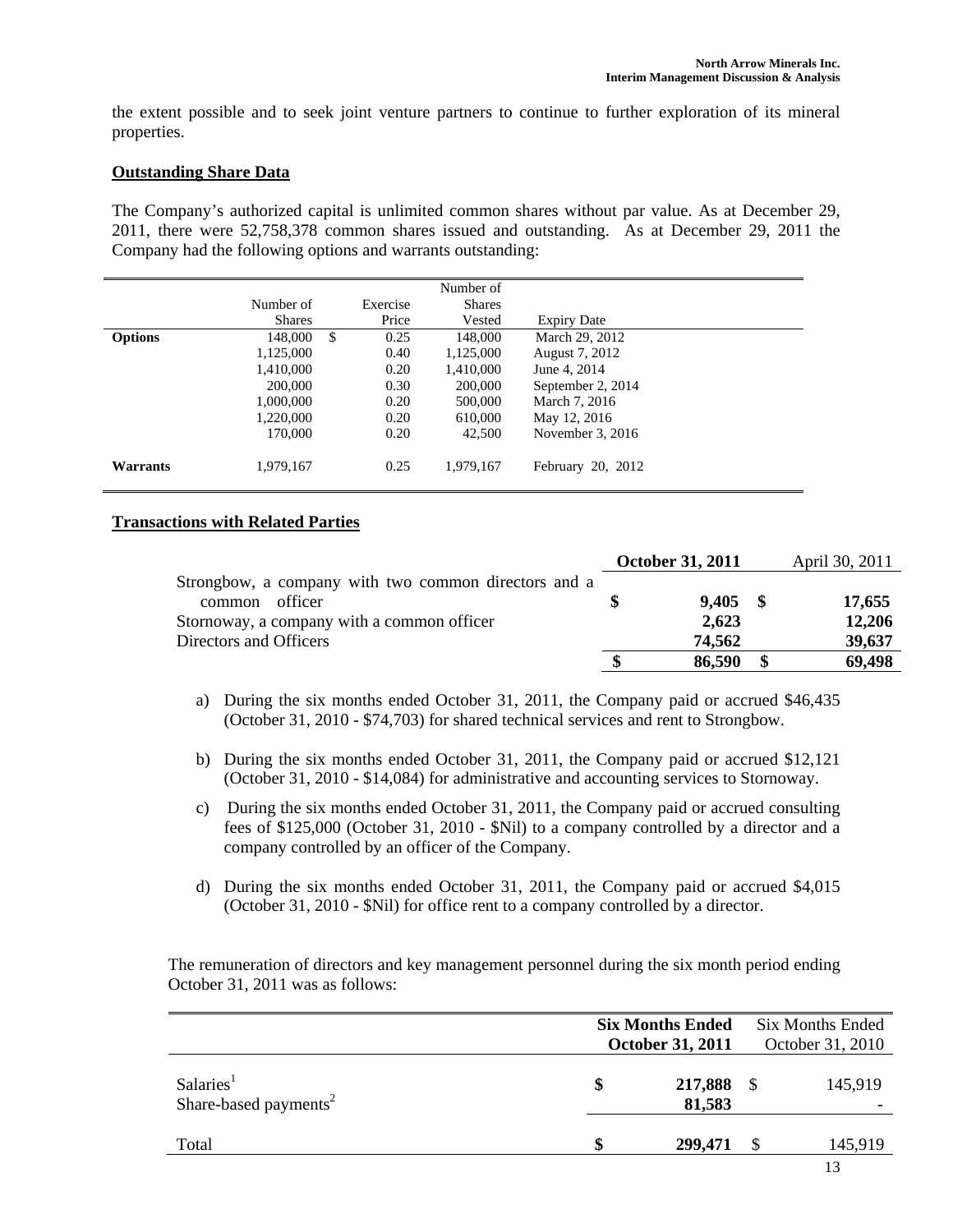the extent possible and to seek joint venture partners to continue to further exploration of its mineral properties.

## Outstanding Share Data

The Company's authorized capital is unlimited common shares without par value. As at December 29, 2011, there were 52,758,378 common shares issued and outstanding. As at December 29, 2011 the Company had the following options and warrants outstanding:

| | Number of Shares | Exercise Price | Number of Shares Vested | Expiry Date |
|---|---|---|---|---|
| **Options** | 148,000 | $ 0.25 | 148,000 | March 29, 2012 |
| | 1,125,000 | 0.40 | 1,125,000 | August 7, 2012 |
| | 1,410,000 | 0.20 | 1,410,000 | June 4, 2014 |
| | 200,000 | 0.30 | 200,000 | September 2, 2014 |
| | 1,000,000 | 0.20 | 500,000 | March 7, 2016 |
| | 1,220,000 | 0.20 | 610,000 | May 12, 2016 |
| | 170,000 | 0.20 | 42,500 | November 3, 2016 |
| **Warrants** | 1,979,167 | 0.25 | 1,979,167 | February 20, 2012 |

## Transactions with Related Parties

| | **October 31, 2011** | April 30, 2011 |
|---|---|---|
| Strongbow, a company with two common directors and a common officer | **$ 9,405** | **$ 17,655** |
| Stornoway, a company with a common officer | **2,623** | **12,206** |
| Directors and Officers | **74,562** | **39,637** |
| | **$ 86,590** | **$ 69,498** |

a) During the six months ended October 31, 2011, the Company paid or accrued $46,435 (October 31, 2010 - $74,703) for shared technical services and rent to Strongbow.

b) During the six months ended October 31, 2011, the Company paid or accrued $12,121 (October 31, 2010 - $14,084) for administrative and accounting services to Stornoway.

c) During the six months ended October 31, 2011, the Company paid or accrued consulting fees of $125,000 (October 31, 2010 - $Nil) to a company controlled by a director and a company controlled by an officer of the Company.

d) During the six months ended October 31, 2011, the Company paid or accrued $4,015 (October 31, 2010 - $Nil) for office rent to a company controlled by a director.

The remuneration of directors and key management personnel during the six month period ending October 31, 2011 was as follows:

| | **Six Months Ended October 31, 2011** | Six Months Ended October 31, 2010 |
|---|---|---|
| Salaries[1] | **$ 217,888** | $ 145,919 |
| Share-based payments[2] | **81,583** | - |
| Total | **$ 299,471** | $ 145,919 |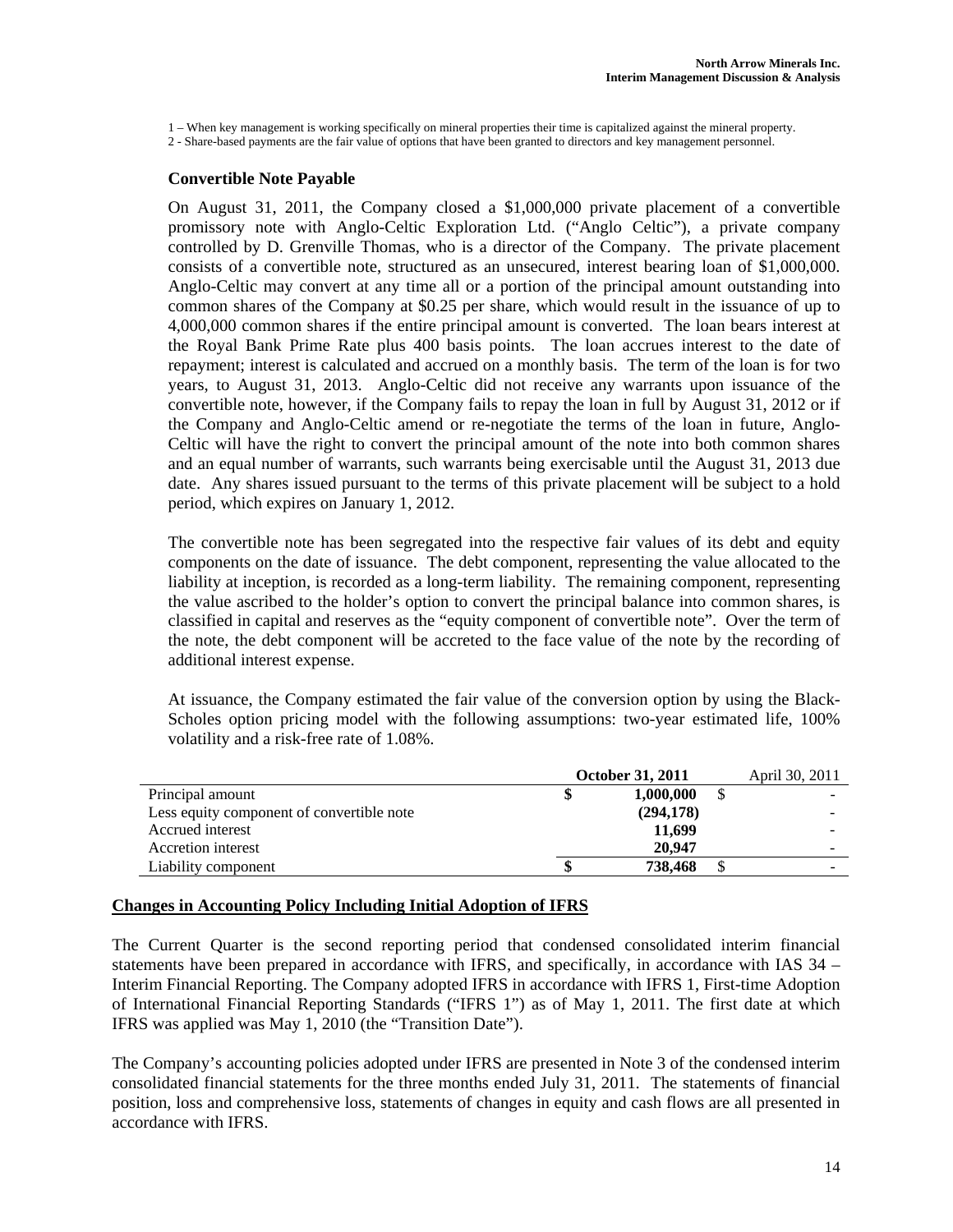1 – When key management is working specifically on mineral properties their time is capitalized against the mineral property.

2 - Share-based payments are the fair value of options that have been granted to directors and key management personnel.

### Convertible Note Payable

On August 31, 2011, the Company closed a $1,000,000 private placement of a convertible promissory note with Anglo-Celtic Exploration Ltd. ("Anglo Celtic"), a private company controlled by D. Grenville Thomas, who is a director of the Company. The private placement consists of a convertible note, structured as an unsecured, interest bearing loan of $1,000,000. Anglo-Celtic may convert at any time all or a portion of the principal amount outstanding into common shares of the Company at $0.25 per share, which would result in the issuance of up to 4,000,000 common shares if the entire principal amount is converted. The loan bears interest at the Royal Bank Prime Rate plus 400 basis points. The loan accrues interest to the date of repayment; interest is calculated and accrued on a monthly basis. The term of the loan is for two years, to August 31, 2013. Anglo-Celtic did not receive any warrants upon issuance of the convertible note, however, if the Company fails to repay the loan in full by August 31, 2012 or if the Company and Anglo-Celtic amend or re-negotiate the terms of the loan in future, Anglo-Celtic will have the right to convert the principal amount of the note into both common shares and an equal number of warrants, such warrants being exercisable until the August 31, 2013 due date. Any shares issued pursuant to the terms of this private placement will be subject to a hold period, which expires on January 1, 2012.

The convertible note has been segregated into the respective fair values of its debt and equity components on the date of issuance. The debt component, representing the value allocated to the liability at inception, is recorded as a long-term liability. The remaining component, representing the value ascribed to the holder's option to convert the principal balance into common shares, is classified in capital and reserves as the "equity component of convertible note". Over the term of the note, the debt component will be accreted to the face value of the note by the recording of additional interest expense.

At issuance, the Company estimated the fair value of the conversion option by using the Black-Scholes option pricing model with the following assumptions: two-year estimated life, 100% volatility and a risk-free rate of 1.08%.

| | **October 31, 2011** | April 30, 2011 |
|---|---|---|
| Principal amount | **$ 1,000,000** | $ - |
| Less equity component of convertible note | **(294,178)** | - |
| Accrued interest | **11,699** | - |
| Accretion interest | **20,947** | - |
| Liability component | **$ 738,468** | $ - |

## Changes in Accounting Policy Including Initial Adoption of IFRS

The Current Quarter is the second reporting period that condensed consolidated interim financial statements have been prepared in accordance with IFRS, and specifically, in accordance with IAS 34 – Interim Financial Reporting. The Company adopted IFRS in accordance with IFRS 1, First-time Adoption of International Financial Reporting Standards ("IFRS 1") as of May 1, 2011. The first date at which IFRS was applied was May 1, 2010 (the "Transition Date").

The Company's accounting policies adopted under IFRS are presented in Note 3 of the condensed interim consolidated financial statements for the three months ended July 31, 2011. The statements of financial position, loss and comprehensive loss, statements of changes in equity and cash flows are all presented in accordance with IFRS.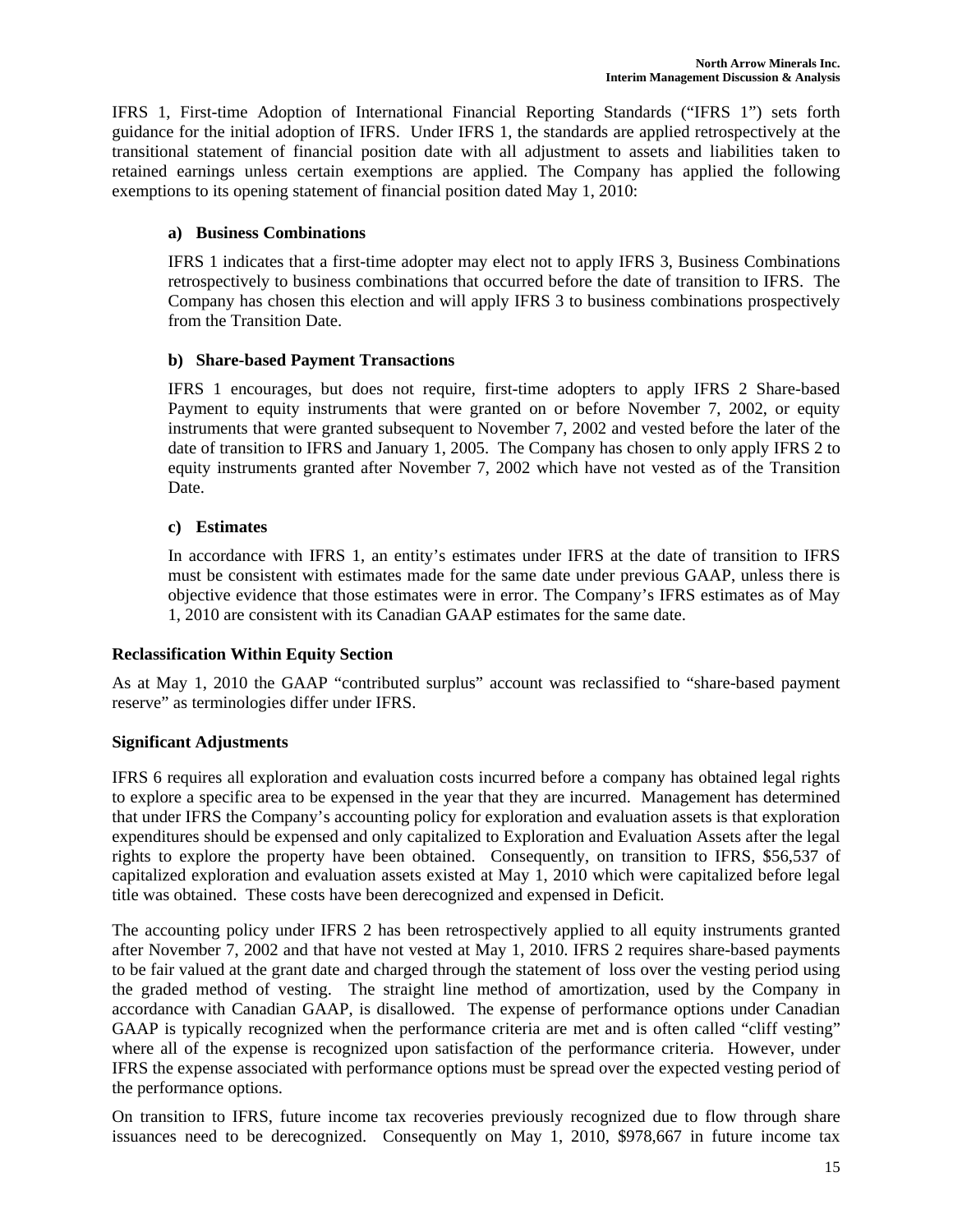IFRS 1, First-time Adoption of International Financial Reporting Standards ("IFRS 1") sets forth guidance for the initial adoption of IFRS. Under IFRS 1, the standards are applied retrospectively at the transitional statement of financial position date with all adjustment to assets and liabilities taken to retained earnings unless certain exemptions are applied. The Company has applied the following exemptions to its opening statement of financial position dated May 1, 2010:

**a) Business Combinations**

IFRS 1 indicates that a first-time adopter may elect not to apply IFRS 3, Business Combinations retrospectively to business combinations that occurred before the date of transition to IFRS. The Company has chosen this election and will apply IFRS 3 to business combinations prospectively from the Transition Date.

**b) Share-based Payment Transactions**

IFRS 1 encourages, but does not require, first-time adopters to apply IFRS 2 Share-based Payment to equity instruments that were granted on or before November 7, 2002, or equity instruments that were granted subsequent to November 7, 2002 and vested before the later of the date of transition to IFRS and January 1, 2005. The Company has chosen to only apply IFRS 2 to equity instruments granted after November 7, 2002 which have not vested as of the Transition Date.

**c) Estimates**

In accordance with IFRS 1, an entity's estimates under IFRS at the date of transition to IFRS must be consistent with estimates made for the same date under previous GAAP, unless there is objective evidence that those estimates were in error. The Company's IFRS estimates as of May 1, 2010 are consistent with its Canadian GAAP estimates for the same date.

### Reclassification Within Equity Section

As at May 1, 2010 the GAAP "contributed surplus" account was reclassified to "share-based payment reserve" as terminologies differ under IFRS.

### Significant Adjustments

IFRS 6 requires all exploration and evaluation costs incurred before a company has obtained legal rights to explore a specific area to be expensed in the year that they are incurred. Management has determined that under IFRS the Company's accounting policy for exploration and evaluation assets is that exploration expenditures should be expensed and only capitalized to Exploration and Evaluation Assets after the legal rights to explore the property have been obtained. Consequently, on transition to IFRS, $56,537 of capitalized exploration and evaluation assets existed at May 1, 2010 which were capitalized before legal title was obtained. These costs have been derecognized and expensed in Deficit.

The accounting policy under IFRS 2 has been retrospectively applied to all equity instruments granted after November 7, 2002 and that have not vested at May 1, 2010. IFRS 2 requires share-based payments to be fair valued at the grant date and charged through the statement of loss over the vesting period using the graded method of vesting. The straight line method of amortization, used by the Company in accordance with Canadian GAAP, is disallowed. The expense of performance options under Canadian GAAP is typically recognized when the performance criteria are met and is often called "cliff vesting" where all of the expense is recognized upon satisfaction of the performance criteria. However, under IFRS the expense associated with performance options must be spread over the expected vesting period of the performance options.

On transition to IFRS, future income tax recoveries previously recognized due to flow through share issuances need to be derecognized. Consequently on May 1, 2010, $978,667 in future income tax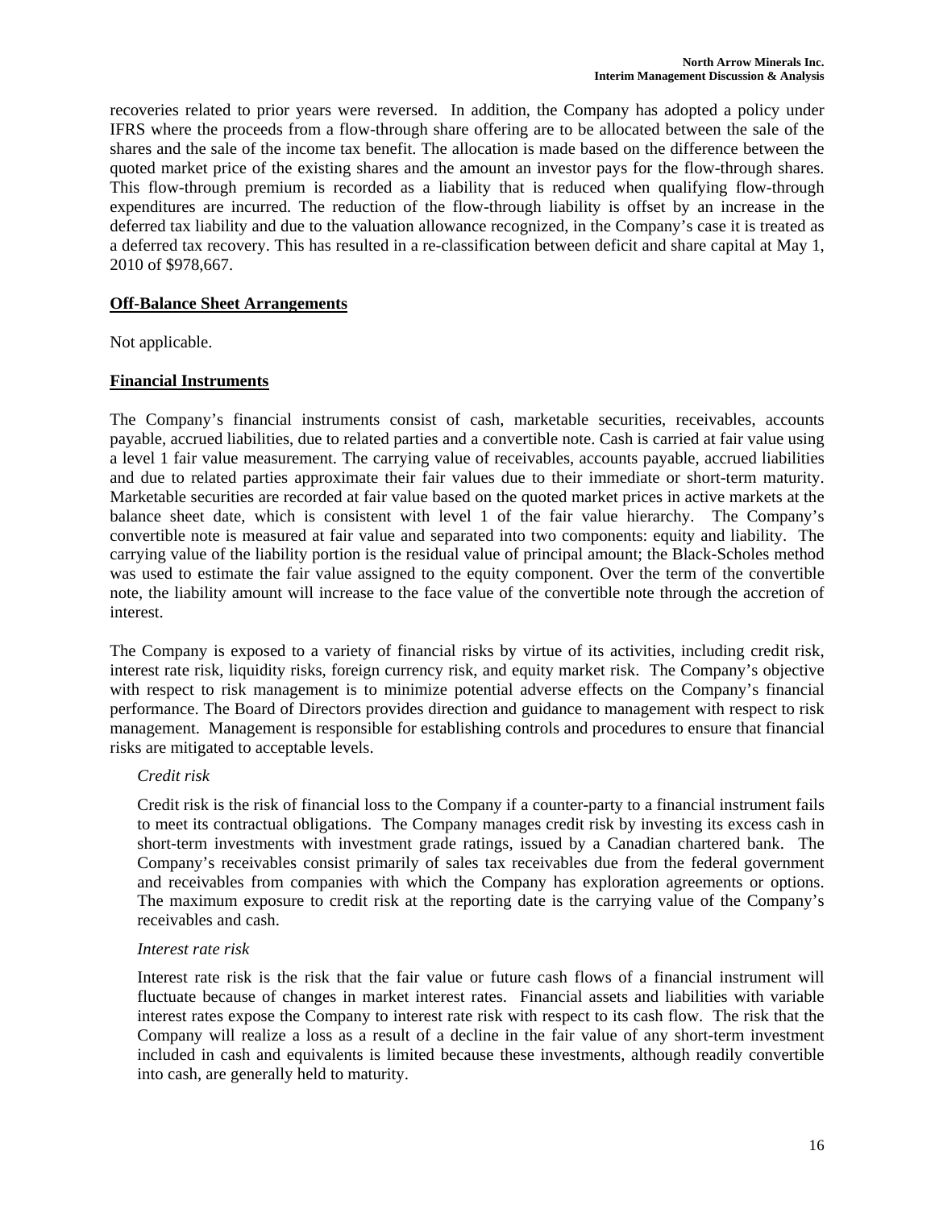recoveries related to prior years were reversed. In addition, the Company has adopted a policy under IFRS where the proceeds from a flow-through share offering are to be allocated between the sale of the shares and the sale of the income tax benefit. The allocation is made based on the difference between the quoted market price of the existing shares and the amount an investor pays for the flow-through shares. This flow-through premium is recorded as a liability that is reduced when qualifying flow-through expenditures are incurred. The reduction of the flow-through liability is offset by an increase in the deferred tax liability and due to the valuation allowance recognized, in the Company's case it is treated as a deferred tax recovery. This has resulted in a re-classification between deficit and share capital at May 1, 2010 of $978,667.

## Off-Balance Sheet Arrangements

Not applicable.

## Financial Instruments

The Company's financial instruments consist of cash, marketable securities, receivables, accounts payable, accrued liabilities, due to related parties and a convertible note. Cash is carried at fair value using a level 1 fair value measurement. The carrying value of receivables, accounts payable, accrued liabilities and due to related parties approximate their fair values due to their immediate or short-term maturity. Marketable securities are recorded at fair value based on the quoted market prices in active markets at the balance sheet date, which is consistent with level 1 of the fair value hierarchy. The Company's convertible note is measured at fair value and separated into two components: equity and liability. The carrying value of the liability portion is the residual value of principal amount; the Black-Scholes method was used to estimate the fair value assigned to the equity component. Over the term of the convertible note, the liability amount will increase to the face value of the convertible note through the accretion of interest.

The Company is exposed to a variety of financial risks by virtue of its activities, including credit risk, interest rate risk, liquidity risks, foreign currency risk, and equity market risk. The Company's objective with respect to risk management is to minimize potential adverse effects on the Company's financial performance. The Board of Directors provides direction and guidance to management with respect to risk management. Management is responsible for establishing controls and procedures to ensure that financial risks are mitigated to acceptable levels.

*Credit risk*

Credit risk is the risk of financial loss to the Company if a counter-party to a financial instrument fails to meet its contractual obligations. The Company manages credit risk by investing its excess cash in short-term investments with investment grade ratings, issued by a Canadian chartered bank. The Company's receivables consist primarily of sales tax receivables due from the federal government and receivables from companies with which the Company has exploration agreements or options. The maximum exposure to credit risk at the reporting date is the carrying value of the Company's receivables and cash.

*Interest rate risk*

Interest rate risk is the risk that the fair value or future cash flows of a financial instrument will fluctuate because of changes in market interest rates. Financial assets and liabilities with variable interest rates expose the Company to interest rate risk with respect to its cash flow. The risk that the Company will realize a loss as a result of a decline in the fair value of any short-term investment included in cash and equivalents is limited because these investments, although readily convertible into cash, are generally held to maturity.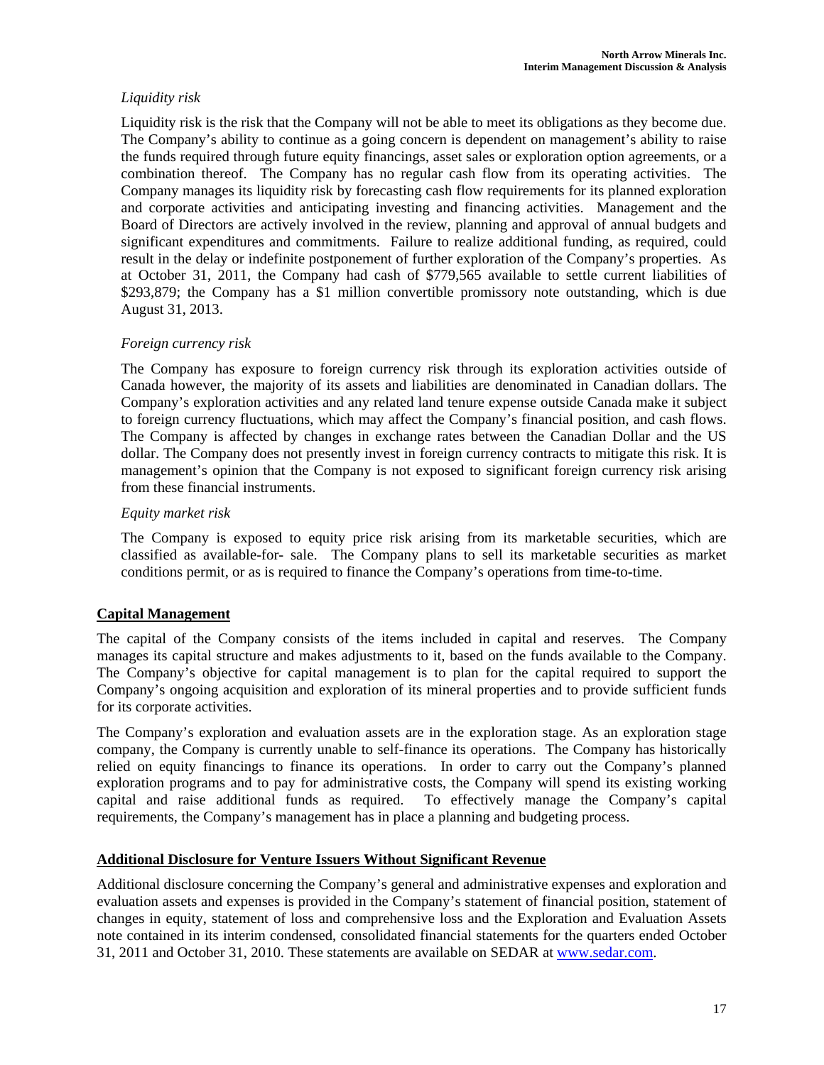*Liquidity risk*

Liquidity risk is the risk that the Company will not be able to meet its obligations as they become due. The Company's ability to continue as a going concern is dependent on management's ability to raise the funds required through future equity financings, asset sales or exploration option agreements, or a combination thereof. The Company has no regular cash flow from its operating activities. The Company manages its liquidity risk by forecasting cash flow requirements for its planned exploration and corporate activities and anticipating investing and financing activities. Management and the Board of Directors are actively involved in the review, planning and approval of annual budgets and significant expenditures and commitments. Failure to realize additional funding, as required, could result in the delay or indefinite postponement of further exploration of the Company's properties. As at October 31, 2011, the Company had cash of $779,565 available to settle current liabilities of $293,879; the Company has a $1 million convertible promissory note outstanding, which is due August 31, 2013.

*Foreign currency risk*

The Company has exposure to foreign currency risk through its exploration activities outside of Canada however, the majority of its assets and liabilities are denominated in Canadian dollars. The Company's exploration activities and any related land tenure expense outside Canada make it subject to foreign currency fluctuations, which may affect the Company's financial position, and cash flows. The Company is affected by changes in exchange rates between the Canadian Dollar and the US dollar. The Company does not presently invest in foreign currency contracts to mitigate this risk. It is management's opinion that the Company is not exposed to significant foreign currency risk arising from these financial instruments.

*Equity market risk*

The Company is exposed to equity price risk arising from its marketable securities, which are classified as available-for- sale. The Company plans to sell its marketable securities as market conditions permit, or as is required to finance the Company's operations from time-to-time.

## Capital Management

The capital of the Company consists of the items included in capital and reserves. The Company manages its capital structure and makes adjustments to it, based on the funds available to the Company. The Company's objective for capital management is to plan for the capital required to support the Company's ongoing acquisition and exploration of its mineral properties and to provide sufficient funds for its corporate activities.

The Company's exploration and evaluation assets are in the exploration stage. As an exploration stage company, the Company is currently unable to self-finance its operations. The Company has historically relied on equity financings to finance its operations. In order to carry out the Company's planned exploration programs and to pay for administrative costs, the Company will spend its existing working capital and raise additional funds as required. To effectively manage the Company's capital requirements, the Company's management has in place a planning and budgeting process.

## Additional Disclosure for Venture Issuers Without Significant Revenue

Additional disclosure concerning the Company's general and administrative expenses and exploration and evaluation assets and expenses is provided in the Company's statement of financial position, statement of changes in equity, statement of loss and comprehensive loss and the Exploration and Evaluation Assets note contained in its interim condensed, consolidated financial statements for the quarters ended October 31, 2011 and October 31, 2010. These statements are available on SEDAR at www.sedar.com.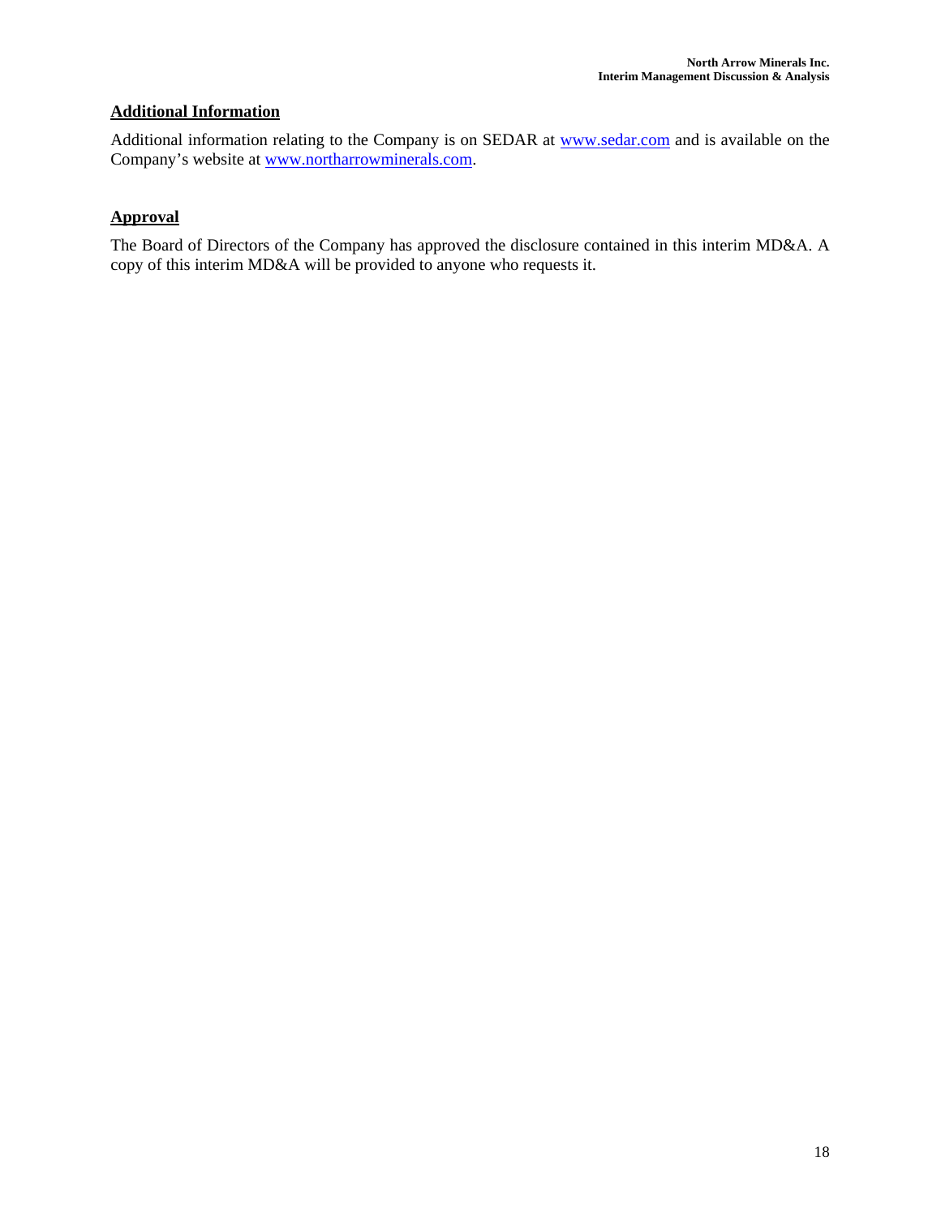## Additional Information

Additional information relating to the Company is on SEDAR at [www.sedar.com](http://www.sedar.com) and is available on the Company's website at [www.northarrowminerals.com](http://www.northarrowminerals.com).

## Approval

The Board of Directors of the Company has approved the disclosure contained in this interim MD&A. A copy of this interim MD&A will be provided to anyone who requests it.